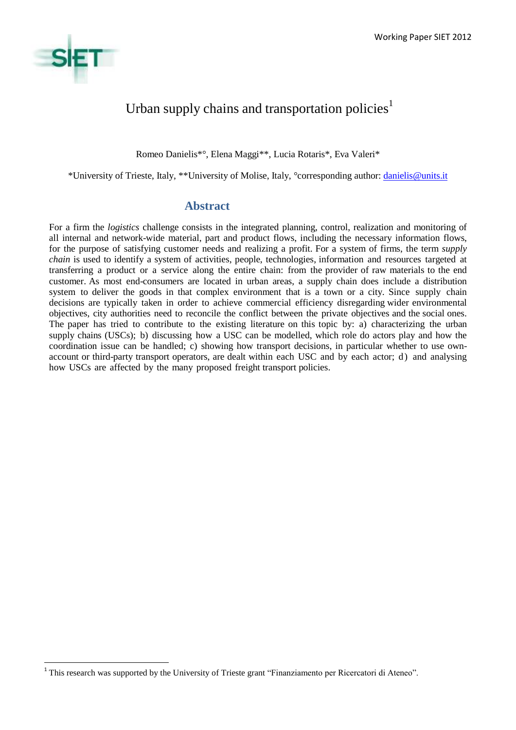# Urban supply chains and transportation policies[1]

Romeo Danielis*°, Elena Maggi**, Lucia Rotaris*, Eva Valeri*

*University of Trieste, Italy, **University of Molise, Italy, °corresponding author: danielis@units.it

## Abstract

For a firm the *logistics* challenge consists in the integrated planning, control, realization and monitoring of all internal and network-wide material, part and product flows, including the necessary information flows, for the purpose of satisfying customer needs and realizing a profit. For a system of firms, the term *supply chain* is used to identify a system of activities, people, technologies, information and resources targeted at transferring a product or a service along the entire chain: from the provider of raw materials to the end customer. As most end-consumers are located in urban areas, a supply chain does include a distribution system to deliver the goods in that complex environment that is a town or a city. Since supply chain decisions are typically taken in order to achieve commercial efficiency disregarding wider environmental objectives, city authorities need to reconcile the conflict between the private objectives and the social ones. The paper has tried to contribute to the existing literature on this topic by: a) characterizing the urban supply chains (USCs); b) discussing how a USC can be modelled, which role do actors play and how the coordination issue can be handled; c) showing how transport decisions, in particular whether to use own-account or third-party transport operators, are dealt within each USC and by each actor; d) and analysing how USCs are affected by the many proposed freight transport policies.

[1] This research was supported by the University of Trieste grant "Finanziamento per Ricercatori di Ateneo".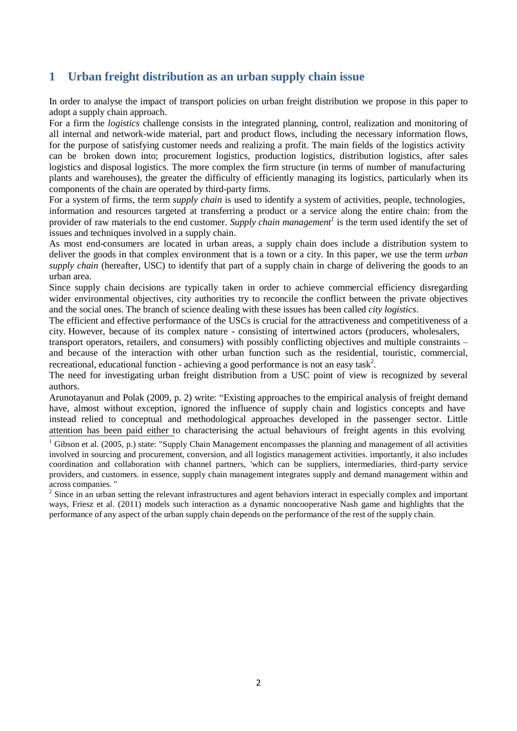# 1 Urban freight distribution as an urban supply chain issue

In order to analyse the impact of transport policies on urban freight distribution we propose in this paper to adopt a supply chain approach.

For a firm the *logistics* challenge consists in the integrated planning, control, realization and monitoring of all internal and network-wide material, part and product flows, including the necessary information flows, for the purpose of satisfying customer needs and realizing a profit. The main fields of the logistics activity can be broken down into; procurement logistics, production logistics, distribution logistics, after sales logistics and disposal logistics. The more complex the firm structure (in terms of number of manufacturing plants and warehouses), the greater the difficulty of efficiently managing its logistics, particularly when its components of the chain are operated by third-party firms.

For a system of firms, the term *supply chain* is used to identify a system of activities, people, technologies, information and resources targeted at transferring a product or a service along the entire chain: from the provider of raw materials to the end customer. *Supply chain management*[1] is the term used identify the set of issues and techniques involved in a supply chain.

As most end-consumers are located in urban areas, a supply chain does include a distribution system to deliver the goods in that complex environment that is a town or a city. In this paper, we use the term *urban supply chain* (hereafter, USC) to identify that part of a supply chain in charge of delivering the goods to an urban area.

Since supply chain decisions are typically taken in order to achieve commercial efficiency disregarding wider environmental objectives, city authorities try to reconcile the conflict between the private objectives and the social ones. The branch of science dealing with these issues has been called *city logistics*.

The efficient and effective performance of the USCs is crucial for the attractiveness and competitiveness of a city. However, because of its complex nature - consisting of intertwined actors (producers, wholesalers, transport operators, retailers, and consumers) with possibly conflicting objectives and multiple constraints – and because of the interaction with other urban function such as the residential, touristic, commercial, recreational, educational function - achieving a good performance is not an easy task[2].

The need for investigating urban freight distribution from a USC point of view is recognized by several authors.

Arunotayanun and Polak (2009, p. 2) write: "Existing approaches to the empirical analysis of freight demand have, almost without exception, ignored the influence of supply chain and logistics concepts and have instead relied to conceptual and methodological approaches developed in the passenger sector. Little attention has been paid either to characterising the actual behaviours of freight agents in this evolving

[1] Gibson et al. (2005, p.) state: "Supply Chain Management encompasses the planning and management of all activities involved in sourcing and procurement, conversion, and all logistics management activities. importantly, it also includes coordination and collaboration with channel partners, 'which can be suppliers, intermediaries, third-party service providers, and customers. in essence, supply chain management integrates supply and demand management within and across companies. "

[2] Since in an urban setting the relevant infrastructures and agent behaviors interact in especially complex and important ways, Friesz et al. (2011) models such interaction as a dynamic noncooperative Nash game and highlights that the performance of any aspect of the urban supply chain depends on the performance of the rest of the supply chain.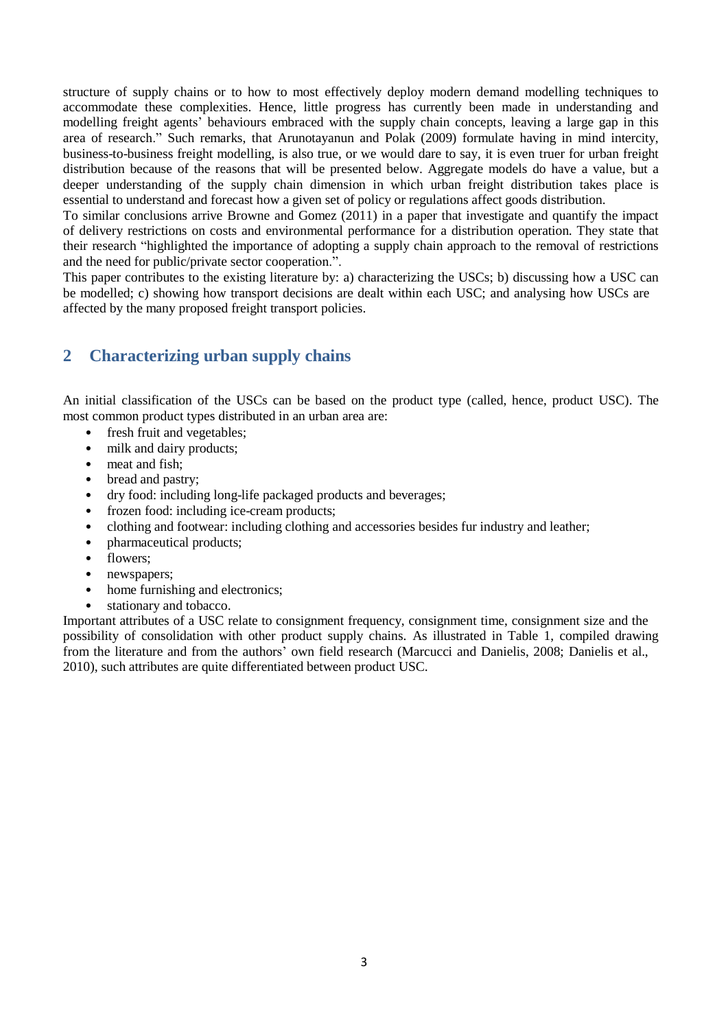structure of supply chains or to how to most effectively deploy modern demand modelling techniques to accommodate these complexities. Hence, little progress has currently been made in understanding and modelling freight agents' behaviours embraced with the supply chain concepts, leaving a large gap in this area of research." Such remarks, that Arunotayanun and Polak (2009) formulate having in mind intercity, business-to-business freight modelling, is also true, or we would dare to say, it is even truer for urban freight distribution because of the reasons that will be presented below. Aggregate models do have a value, but a deeper understanding of the supply chain dimension in which urban freight distribution takes place is essential to understand and forecast how a given set of policy or regulations affect goods distribution.

To similar conclusions arrive Browne and Gomez (2011) in a paper that investigate and quantify the impact of delivery restrictions on costs and environmental performance for a distribution operation. They state that their research "highlighted the importance of adopting a supply chain approach to the removal of restrictions and the need for public/private sector cooperation.".

This paper contributes to the existing literature by: a) characterizing the USCs; b) discussing how a USC can be modelled; c) showing how transport decisions are dealt within each USC; and analysing how USCs are affected by the many proposed freight transport policies.

## 2 Characterizing urban supply chains

An initial classification of the USCs can be based on the product type (called, hence, product USC). The most common product types distributed in an urban area are:

- fresh fruit and vegetables;
- milk and dairy products;
- meat and fish;
- bread and pastry;
- dry food: including long-life packaged products and beverages;
- frozen food: including ice-cream products;
- clothing and footwear: including clothing and accessories besides fur industry and leather;
- pharmaceutical products;
- flowers;
- newspapers;
- home furnishing and electronics;
- stationary and tobacco.

Important attributes of a USC relate to consignment frequency, consignment time, consignment size and the possibility of consolidation with other product supply chains. As illustrated in Table 1, compiled drawing from the literature and from the authors' own field research (Marcucci and Danielis, 2008; Danielis et al., 2010), such attributes are quite differentiated between product USC.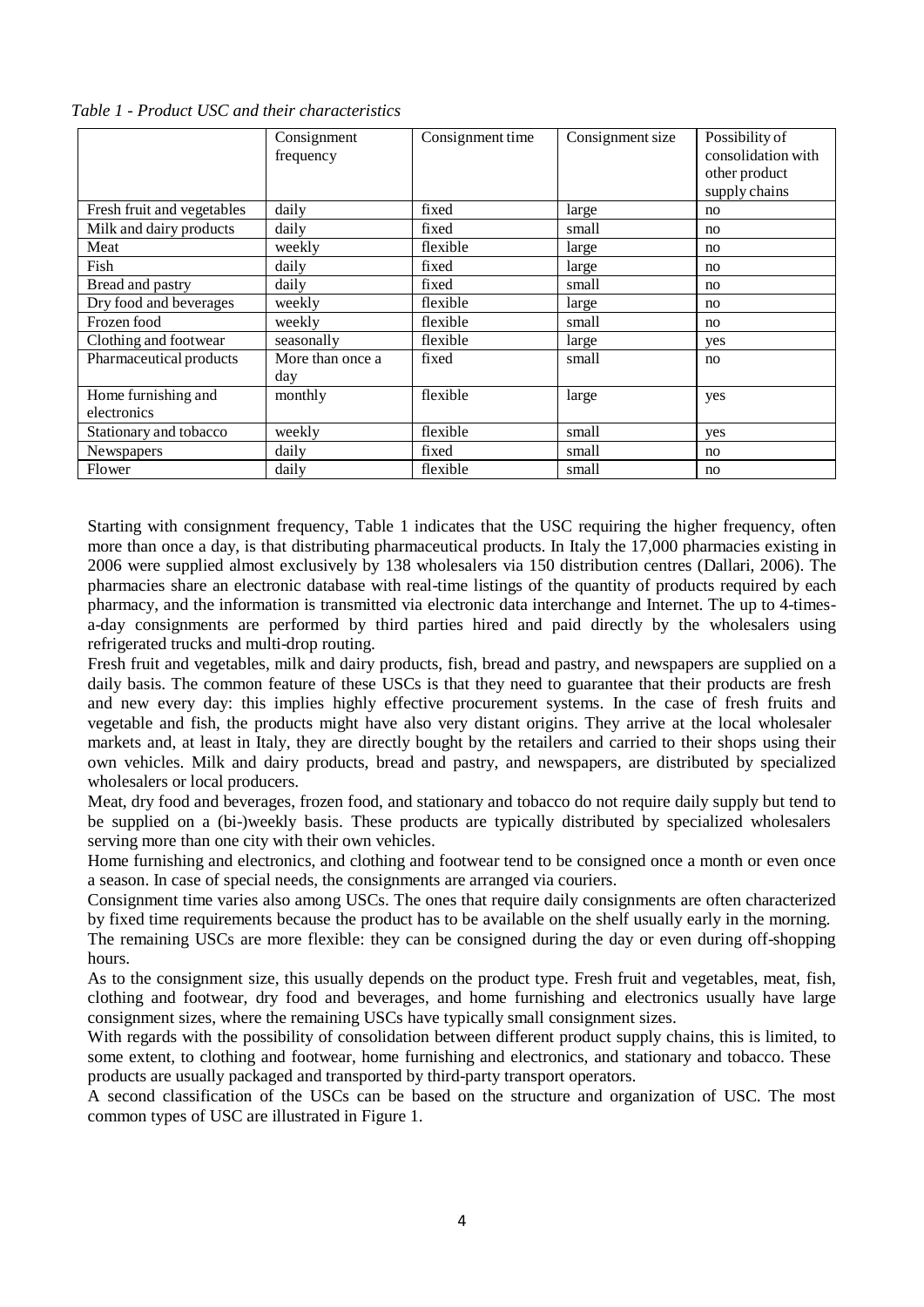*Table 1 - Product USC and their characteristics*

| | Consignment frequency | Consignment time | Consignment size | Possibility of consolidation with other product supply chains |
|---|---|---|---|---|
| Fresh fruit and vegetables | daily | fixed | large | no |
| Milk and dairy products | daily | fixed | small | no |
| Meat | weekly | flexible | large | no |
| Fish | daily | fixed | large | no |
| Bread and pastry | daily | fixed | small | no |
| Dry food and beverages | weekly | flexible | large | no |
| Frozen food | weekly | flexible | small | no |
| Clothing and footwear | seasonally | flexible | large | yes |
| Pharmaceutical products | More than once a day | fixed | small | no |
| Home furnishing and electronics | monthly | flexible | large | yes |
| Stationary and tobacco | weekly | flexible | small | yes |
| Newspapers | daily | fixed | small | no |
| Flower | daily | flexible | small | no |

Starting with consignment frequency, Table 1 indicates that the USC requiring the higher frequency, often more than once a day, is that distributing pharmaceutical products. In Italy the 17,000 pharmacies existing in 2006 were supplied almost exclusively by 138 wholesalers via 150 distribution centres (Dallari, 2006). The pharmacies share an electronic database with real-time listings of the quantity of products required by each pharmacy, and the information is transmitted via electronic data interchange and Internet. The up to 4-times-a-day consignments are performed by third parties hired and paid directly by the wholesalers using refrigerated trucks and multi-drop routing.

Fresh fruit and vegetables, milk and dairy products, fish, bread and pastry, and newspapers are supplied on a daily basis. The common feature of these USCs is that they need to guarantee that their products are fresh and new every day: this implies highly effective procurement systems. In the case of fresh fruits and vegetable and fish, the products might have also very distant origins. They arrive at the local wholesaler markets and, at least in Italy, they are directly bought by the retailers and carried to their shops using their own vehicles. Milk and dairy products, bread and pastry, and newspapers, are distributed by specialized wholesalers or local producers.

Meat, dry food and beverages, frozen food, and stationary and tobacco do not require daily supply but tend to be supplied on a (bi-)weekly basis. These products are typically distributed by specialized wholesalers serving more than one city with their own vehicles.

Home furnishing and electronics, and clothing and footwear tend to be consigned once a month or even once a season. In case of special needs, the consignments are arranged via couriers.

Consignment time varies also among USCs. The ones that require daily consignments are often characterized by fixed time requirements because the product has to be available on the shelf usually early in the morning. The remaining USCs are more flexible: they can be consigned during the day or even during off-shopping hours.

As to the consignment size, this usually depends on the product type. Fresh fruit and vegetables, meat, fish, clothing and footwear, dry food and beverages, and home furnishing and electronics usually have large consignment sizes, where the remaining USCs have typically small consignment sizes.

With regards with the possibility of consolidation between different product supply chains, this is limited, to some extent, to clothing and footwear, home furnishing and electronics, and stationary and tobacco. These products are usually packaged and transported by third-party transport operators.

A second classification of the USCs can be based on the structure and organization of USC. The most common types of USC are illustrated in Figure 1.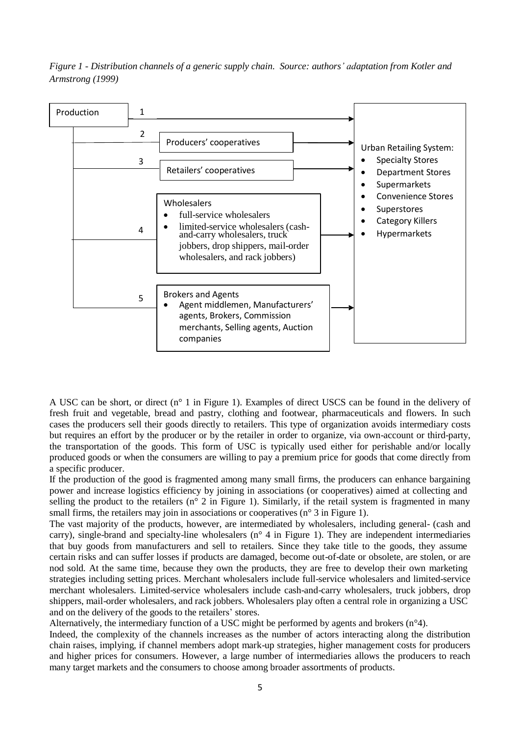*Figure 1 - Distribution channels of a generic supply chain. Source: authors' adaptation from Kotler and Armstrong (1999)*

Production

1

2 Producers' cooperatives

3 Retailers' cooperatives

4 Wholesalers
- full-service wholesalers
- limited-service wholesalers (cash-and-carry wholesalers, truck jobbers, drop shippers, mail-order wholesalers, and rack jobbers)

5 Brokers and Agents
- Agent middlemen, Manufacturers' agents, Brokers, Commission merchants, Selling agents, Auction companies

Urban Retailing System:
- Specialty Stores
- Department Stores
- Supermarkets
- Convenience Stores
- Superstores
- Category Killers
- Hypermarkets

A USC can be short, or direct (n° 1 in Figure 1). Examples of direct USCS can be found in the delivery of fresh fruit and vegetable, bread and pastry, clothing and footwear, pharmaceuticals and flowers. In such cases the producers sell their goods directly to retailers. This type of organization avoids intermediary costs but requires an effort by the producer or by the retailer in order to organize, via own-account or third-party, the transportation of the goods. This form of USC is typically used either for perishable and/or locally produced goods or when the consumers are willing to pay a premium price for goods that come directly from a specific producer.

If the production of the good is fragmented among many small firms, the producers can enhance bargaining power and increase logistics efficiency by joining in associations (or cooperatives) aimed at collecting and selling the product to the retailers (n° 2 in Figure 1). Similarly, if the retail system is fragmented in many small firms, the retailers may join in associations or cooperatives (n° 3 in Figure 1).

The vast majority of the products, however, are intermediated by wholesalers, including general- (cash and carry), single-brand and specialty-line wholesalers (n° 4 in Figure 1). They are independent intermediaries that buy goods from manufacturers and sell to retailers. Since they take title to the goods, they assume certain risks and can suffer losses if products are damaged, become out-of-date or obsolete, are stolen, or are nod sold. At the same time, because they own the products, they are free to develop their own marketing strategies including setting prices. Merchant wholesalers include full-service wholesalers and limited-service merchant wholesalers. Limited-service wholesalers include cash-and-carry wholesalers, truck jobbers, drop shippers, mail-order wholesalers, and rack jobbers. Wholesalers play often a central role in organizing a USC and on the delivery of the goods to the retailers' stores.

Alternatively, the intermediary function of a USC might be performed by agents and brokers (n°4).

Indeed, the complexity of the channels increases as the number of actors interacting along the distribution chain raises, implying, if channel members adopt mark-up strategies, higher management costs for producers and higher prices for consumers. However, a large number of intermediaries allows the producers to reach many target markets and the consumers to choose among broader assortments of products.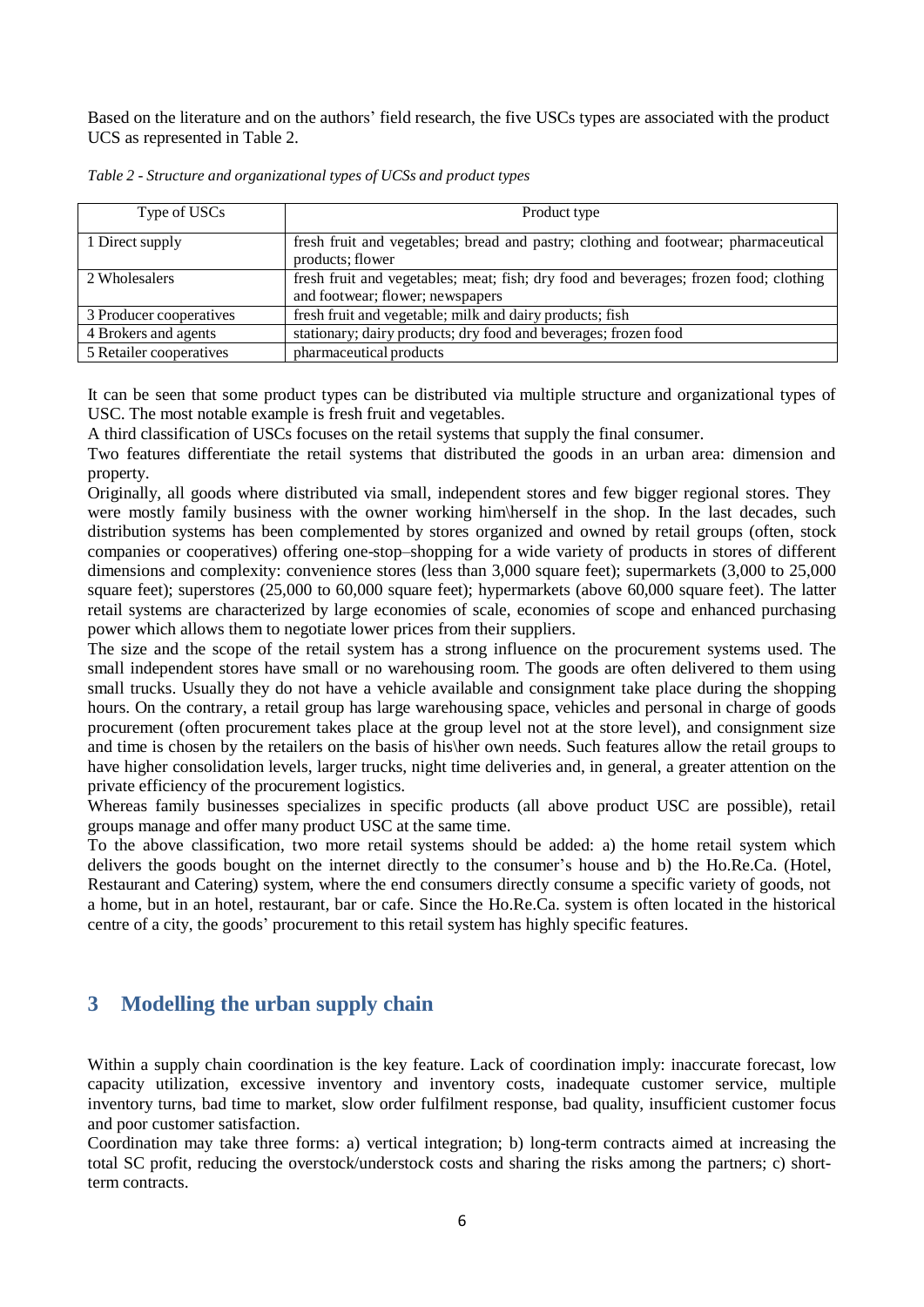Based on the literature and on the authors' field research, the five USCs types are associated with the product UCS as represented in Table 2.

*Table 2 - Structure and organizational types of UCSs and product types*

| Type of USCs | Product type |
|---|---|
| 1 Direct supply | fresh fruit and vegetables; bread and pastry; clothing and footwear; pharmaceutical products; flower |
| 2 Wholesalers | fresh fruit and vegetables; meat; fish; dry food and beverages; frozen food; clothing and footwear; flower; newspapers |
| 3 Producer cooperatives | fresh fruit and vegetable; milk and dairy products; fish |
| 4 Brokers and agents | stationary; dairy products; dry food and beverages; frozen food |
| 5 Retailer cooperatives | pharmaceutical products |

It can be seen that some product types can be distributed via multiple structure and organizational types of USC. The most notable example is fresh fruit and vegetables.

A third classification of USCs focuses on the retail systems that supply the final consumer.

Two features differentiate the retail systems that distributed the goods in an urban area: dimension and property.

Originally, all goods where distributed via small, independent stores and few bigger regional stores. They were mostly family business with the owner working him\herself in the shop. In the last decades, such distribution systems has been complemented by stores organized and owned by retail groups (often, stock companies or cooperatives) offering one-stop–shopping for a wide variety of products in stores of different dimensions and complexity: convenience stores (less than 3,000 square feet); supermarkets (3,000 to 25,000 square feet); superstores (25,000 to 60,000 square feet); hypermarkets (above 60,000 square feet). The latter retail systems are characterized by large economies of scale, economies of scope and enhanced purchasing power which allows them to negotiate lower prices from their suppliers.

The size and the scope of the retail system has a strong influence on the procurement systems used. The small independent stores have small or no warehousing room. The goods are often delivered to them using small trucks. Usually they do not have a vehicle available and consignment take place during the shopping hours. On the contrary, a retail group has large warehousing space, vehicles and personal in charge of goods procurement (often procurement takes place at the group level not at the store level), and consignment size and time is chosen by the retailers on the basis of his\her own needs. Such features allow the retail groups to have higher consolidation levels, larger trucks, night time deliveries and, in general, a greater attention on the private efficiency of the procurement logistics.

Whereas family businesses specializes in specific products (all above product USC are possible), retail groups manage and offer many product USC at the same time.

To the above classification, two more retail systems should be added: a) the home retail system which delivers the goods bought on the internet directly to the consumer's house and b) the Ho.Re.Ca. (Hotel, Restaurant and Catering) system, where the end consumers directly consume a specific variety of goods, not a home, but in an hotel, restaurant, bar or cafe. Since the Ho.Re.Ca. system is often located in the historical centre of a city, the goods' procurement to this retail system has highly specific features.

## 3 Modelling the urban supply chain

Within a supply chain coordination is the key feature. Lack of coordination imply: inaccurate forecast, low capacity utilization, excessive inventory and inventory costs, inadequate customer service, multiple inventory turns, bad time to market, slow order fulfilment response, bad quality, insufficient customer focus and poor customer satisfaction.

Coordination may take three forms: a) vertical integration; b) long-term contracts aimed at increasing the total SC profit, reducing the overstock/understock costs and sharing the risks among the partners; c) short-term contracts.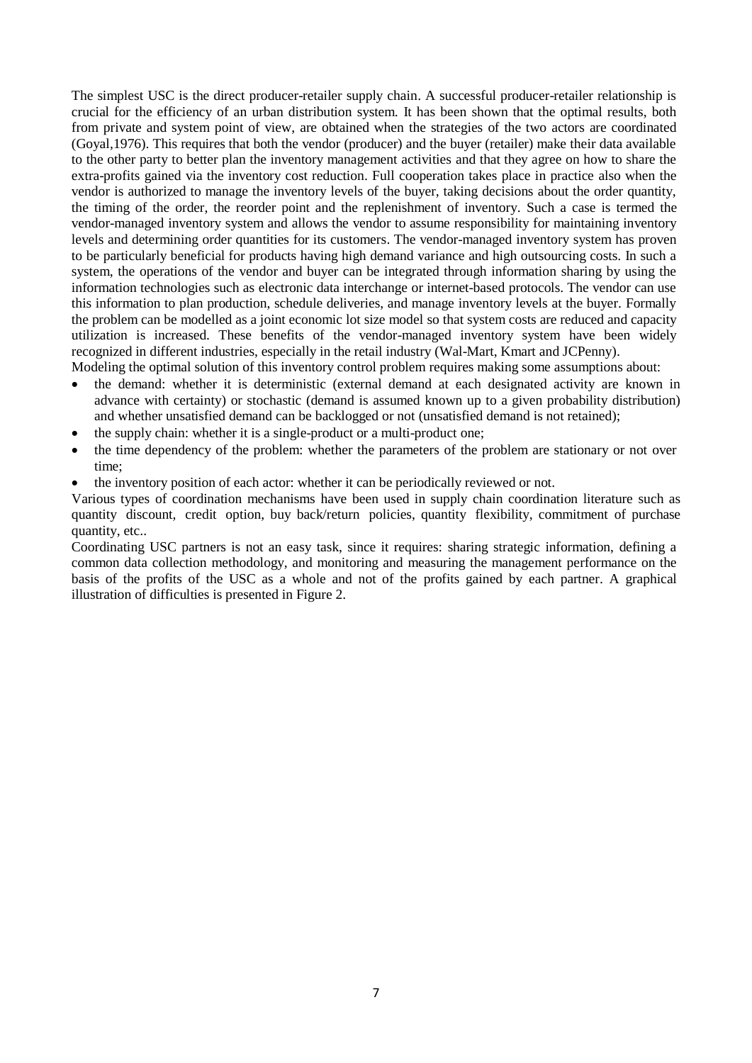The simplest USC is the direct producer-retailer supply chain. A successful producer-retailer relationship is crucial for the efficiency of an urban distribution system. It has been shown that the optimal results, both from private and system point of view, are obtained when the strategies of the two actors are coordinated (Goyal,1976). This requires that both the vendor (producer) and the buyer (retailer) make their data available to the other party to better plan the inventory management activities and that they agree on how to share the extra-profits gained via the inventory cost reduction. Full cooperation takes place in practice also when the vendor is authorized to manage the inventory levels of the buyer, taking decisions about the order quantity, the timing of the order, the reorder point and the replenishment of inventory. Such a case is termed the vendor-managed inventory system and allows the vendor to assume responsibility for maintaining inventory levels and determining order quantities for its customers. The vendor-managed inventory system has proven to be particularly beneficial for products having high demand variance and high outsourcing costs. In such a system, the operations of the vendor and buyer can be integrated through information sharing by using the information technologies such as electronic data interchange or internet-based protocols. The vendor can use this information to plan production, schedule deliveries, and manage inventory levels at the buyer. Formally the problem can be modelled as a joint economic lot size model so that system costs are reduced and capacity utilization is increased. These benefits of the vendor-managed inventory system have been widely recognized in different industries, especially in the retail industry (Wal-Mart, Kmart and JCPenny).

Modeling the optimal solution of this inventory control problem requires making some assumptions about:

- the demand: whether it is deterministic (external demand at each designated activity are known in advance with certainty) or stochastic (demand is assumed known up to a given probability distribution) and whether unsatisfied demand can be backlogged or not (unsatisfied demand is not retained);
- the supply chain: whether it is a single-product or a multi-product one;
- the time dependency of the problem: whether the parameters of the problem are stationary or not over time;
- the inventory position of each actor: whether it can be periodically reviewed or not.

Various types of coordination mechanisms have been used in supply chain coordination literature such as quantity discount, credit option, buy back/return policies, quantity flexibility, commitment of purchase quantity, etc..

Coordinating USC partners is not an easy task, since it requires: sharing strategic information, defining a common data collection methodology, and monitoring and measuring the management performance on the basis of the profits of the USC as a whole and not of the profits gained by each partner. A graphical illustration of difficulties is presented in Figure 2.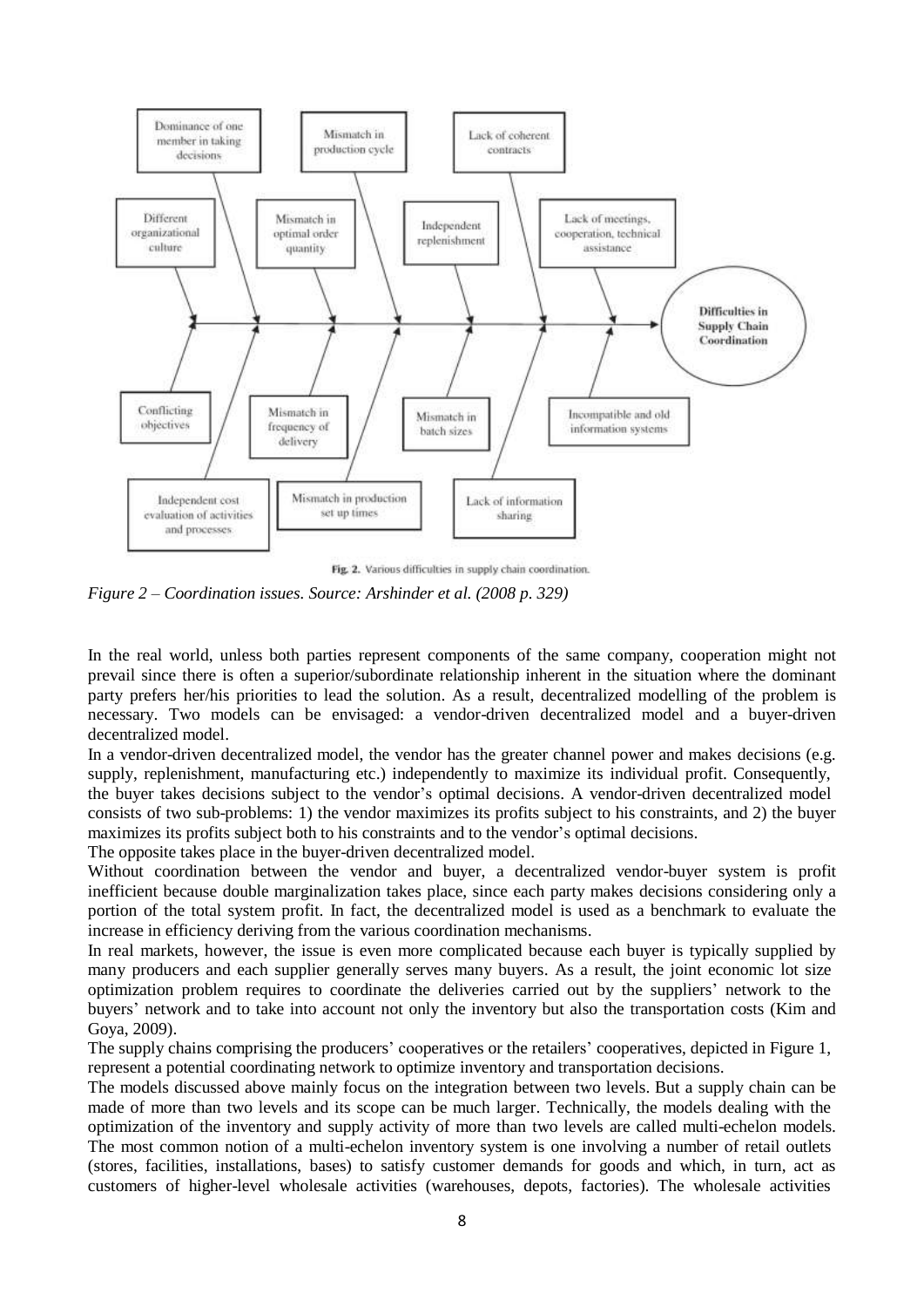Dominance of one member in taking decisions

Mismatch in production cycle

Lack of coherent contracts

Different organizational culture

Mismatch in optimal order quantity

Independent replenishment

Lack of meetings, cooperation, technical assistance

Difficulties in Supply Chain Coordination

Conflicting objectives

Mismatch in frequency of delivery

Mismatch in batch sizes

Incompatible and old information systems

Independent cost evaluation of activities and processes

Mismatch in production set up times

Lack of information sharing

Fig. 2. Various difficulties in supply chain coordination.

*Figure 2 – Coordination issues. Source: Arshinder et al. (2008 p. 329)*

In the real world, unless both parties represent components of the same company, cooperation might not prevail since there is often a superior/subordinate relationship inherent in the situation where the dominant party prefers her/his priorities to lead the solution. As a result, decentralized modelling of the problem is necessary. Two models can be envisaged: a vendor-driven decentralized model and a buyer-driven decentralized model.

In a vendor-driven decentralized model, the vendor has the greater channel power and makes decisions (e.g. supply, replenishment, manufacturing etc.) independently to maximize its individual profit. Consequently, the buyer takes decisions subject to the vendor's optimal decisions. A vendor-driven decentralized model consists of two sub-problems: 1) the vendor maximizes its profits subject to his constraints, and 2) the buyer maximizes its profits subject both to his constraints and to the vendor's optimal decisions.

The opposite takes place in the buyer-driven decentralized model.

Without coordination between the vendor and buyer, a decentralized vendor-buyer system is profit inefficient because double marginalization takes place, since each party makes decisions considering only a portion of the total system profit. In fact, the decentralized model is used as a benchmark to evaluate the increase in efficiency deriving from the various coordination mechanisms.

In real markets, however, the issue is even more complicated because each buyer is typically supplied by many producers and each supplier generally serves many buyers. As a result, the joint economic lot size optimization problem requires to coordinate the deliveries carried out by the suppliers' network to the buyers' network and to take into account not only the inventory but also the transportation costs (Kim and Goya, 2009).

The supply chains comprising the producers' cooperatives or the retailers' cooperatives, depicted in Figure 1, represent a potential coordinating network to optimize inventory and transportation decisions.

The models discussed above mainly focus on the integration between two levels. But a supply chain can be made of more than two levels and its scope can be much larger. Technically, the models dealing with the optimization of the inventory and supply activity of more than two levels are called multi-echelon models. The most common notion of a multi-echelon inventory system is one involving a number of retail outlets (stores, facilities, installations, bases) to satisfy customer demands for goods and which, in turn, act as customers of higher-level wholesale activities (warehouses, depots, factories). The wholesale activities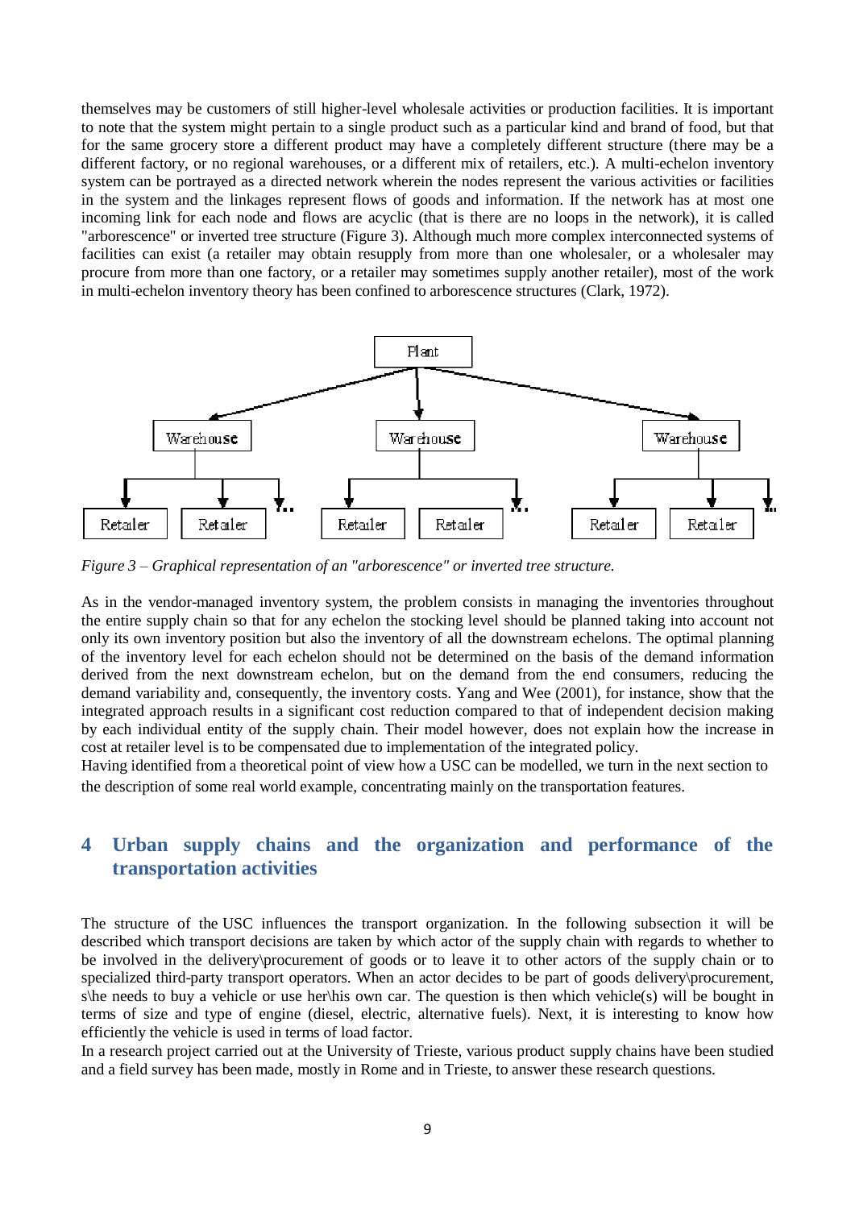themselves may be customers of still higher-level wholesale activities or production facilities. It is important to note that the system might pertain to a single product such as a particular kind and brand of food, but that for the same grocery store a different product may have a completely different structure (there may be a different factory, or no regional warehouses, or a different mix of retailers, etc.). A multi-echelon inventory system can be portrayed as a directed network wherein the nodes represent the various activities or facilities in the system and the linkages represent flows of goods and information. If the network has at most one incoming link for each node and flows are acyclic (that is there are no loops in the network), it is called "arborescence" or inverted tree structure (Figure 3). Although much more complex interconnected systems of facilities can exist (a retailer may obtain resupply from more than one wholesaler, or a wholesaler may procure from more than one factory, or a retailer may sometimes supply another retailer), most of the work in multi-echelon inventory theory has been confined to arborescence structures (Clark, 1972).

Plant

Warehouse | Warehouse | Warehouse

Retailer | Retailer | ... | Retailer | Retailer | ... | Retailer | Retailer | ...

*Figure 3 – Graphical representation of an "arborescence" or inverted tree structure.*

As in the vendor-managed inventory system, the problem consists in managing the inventories throughout the entire supply chain so that for any echelon the stocking level should be planned taking into account not only its own inventory position but also the inventory of all the downstream echelons. The optimal planning of the inventory level for each echelon should not be determined on the basis of the demand information derived from the next downstream echelon, but on the demand from the end consumers, reducing the demand variability and, consequently, the inventory costs. Yang and Wee (2001), for instance, show that the integrated approach results in a significant cost reduction compared to that of independent decision making by each individual entity of the supply chain. Their model however, does not explain how the increase in cost at retailer level is to be compensated due to implementation of the integrated policy.

Having identified from a theoretical point of view how a USC can be modelled, we turn in the next section to the description of some real world example, concentrating mainly on the transportation features.

# 4 Urban supply chains and the organization and performance of the transportation activities

The structure of the USC influences the transport organization. In the following subsection it will be described which transport decisions are taken by which actor of the supply chain with regards to whether to be involved in the delivery\procurement of goods or to leave it to other actors of the supply chain or to specialized third-party transport operators. When an actor decides to be part of goods delivery\procurement, s\he needs to buy a vehicle or use her\his own car. The question is then which vehicle(s) will be bought in terms of size and type of engine (diesel, electric, alternative fuels). Next, it is interesting to know how efficiently the vehicle is used in terms of load factor.

In a research project carried out at the University of Trieste, various product supply chains have been studied and a field survey has been made, mostly in Rome and in Trieste, to answer these research questions.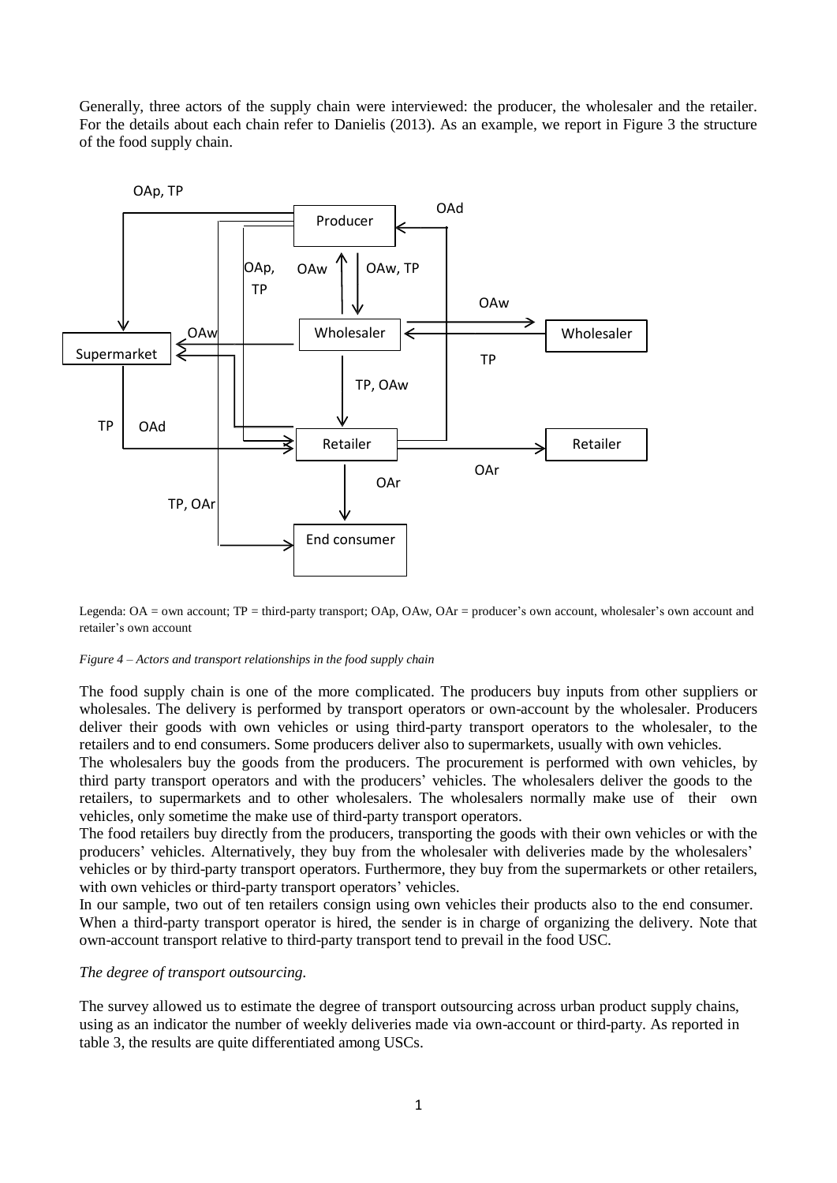Generally, three actors of the supply chain were interviewed: the producer, the wholesaler and the retailer. For the details about each chain refer to Danielis (2013). As an example, we report in Figure 3 the structure of the food supply chain.

Legenda: OA = own account; TP = third-party transport; OAp, OAw, OAr = producer's own account, wholesaler's own account and retailer's own account

*Figure 4 – Actors and transport relationships in the food supply chain*

The food supply chain is one of the more complicated. The producers buy inputs from other suppliers or wholesales. The delivery is performed by transport operators or own-account by the wholesaler. Producers deliver their goods with own vehicles or using third-party transport operators to the wholesaler, to the retailers and to end consumers. Some producers deliver also to supermarkets, usually with own vehicles.
The wholesalers buy the goods from the producers. The procurement is performed with own vehicles, by third party transport operators and with the producers' vehicles. The wholesalers deliver the goods to the retailers, to supermarkets and to other wholesalers. The wholesalers normally make use of their own vehicles, only sometime the make use of third-party transport operators.
The food retailers buy directly from the producers, transporting the goods with their own vehicles or with the producers' vehicles. Alternatively, they buy from the wholesaler with deliveries made by the wholesalers' vehicles or by third-party transport operators. Furthermore, they buy from the supermarkets or other retailers, with own vehicles or third-party transport operators' vehicles.
In our sample, two out of ten retailers consign using own vehicles their products also to the end consumer. When a third-party transport operator is hired, the sender is in charge of organizing the delivery. Note that own-account transport relative to third-party transport tend to prevail in the food USC.

*The degree of transport outsourcing.*

The survey allowed us to estimate the degree of transport outsourcing across urban product supply chains, using as an indicator the number of weekly deliveries made via own-account or third-party. As reported in table 3, the results are quite differentiated among USCs.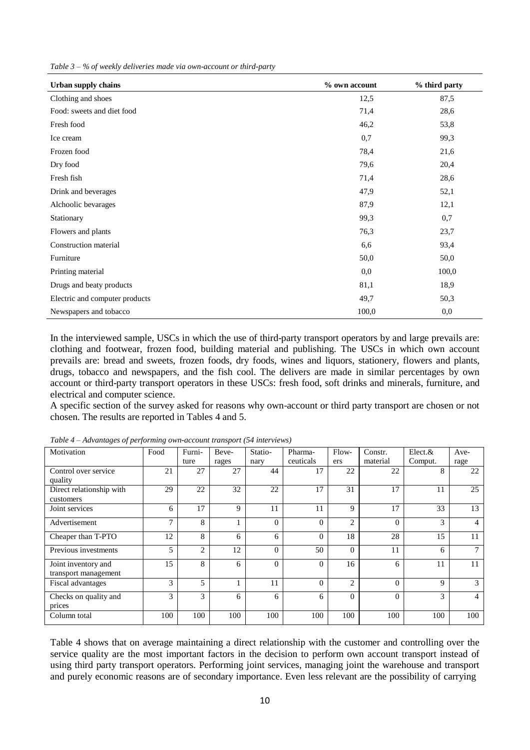*Table 3 – % of weekly deliveries made via own-account or third-party*

| Urban supply chains | % own account | % third party |
|---|---|---|
| Clothing and shoes | 12,5 | 87,5 |
| Food: sweets and diet food | 71,4 | 28,6 |
| Fresh food | 46,2 | 53,8 |
| Ice cream | 0,7 | 99,3 |
| Frozen food | 78,4 | 21,6 |
| Dry food | 79,6 | 20,4 |
| Fresh fish | 71,4 | 28,6 |
| Drink and beverages | 47,9 | 52,1 |
| Alchoolic bevarages | 87,9 | 12,1 |
| Stationary | 99,3 | 0,7 |
| Flowers and plants | 76,3 | 23,7 |
| Construction material | 6,6 | 93,4 |
| Furniture | 50,0 | 50,0 |
| Printing material | 0,0 | 100,0 |
| Drugs and beaty products | 81,1 | 18,9 |
| Electric and computer products | 49,7 | 50,3 |
| Newspapers and tobacco | 100,0 | 0,0 |

In the interviewed sample, USCs in which the use of third-party transport operators by and large prevails are: clothing and footwear, frozen food, building material and publishing. The USCs in which own account prevails are: bread and sweets, frozen foods, dry foods, wines and liquors, stationery, flowers and plants, drugs, tobacco and newspapers, and the fish cool. The delivers are made in similar percentages by own account or third-party transport operators in these USCs: fresh food, soft drinks and minerals, furniture, and electrical and computer science.

A specific section of the survey asked for reasons why own-account or third party transport are chosen or not chosen. The results are reported in Tables 4 and 5.

*Table 4 – Advantages of performing own-account transport (54 interviews)*

| Motivation | Food | Furniture | Beverages | Stationary | Pharmaceuticals | Flowers | Constr. material | Elect.& Comput. | Average |
|---|---|---|---|---|---|---|---|---|---|
| Control over service quality | 21 | 27 | 27 | 44 | 17 | 22 | 22 | 8 | 22 |
| Direct relationship with customers | 29 | 22 | 32 | 22 | 17 | 31 | 17 | 11 | 25 |
| Joint services | 6 | 17 | 9 | 11 | 11 | 9 | 17 | 33 | 13 |
| Advertisement | 7 | 8 | 1 | 0 | 0 | 2 | 0 | 3 | 4 |
| Cheaper than T-PTO | 12 | 8 | 6 | 6 | 0 | 18 | 28 | 15 | 11 |
| Previous investments | 5 | 2 | 12 | 0 | 50 | 0 | 11 | 6 | 7 |
| Joint inventory and transport management | 15 | 8 | 6 | 0 | 0 | 16 | 6 | 11 | 11 |
| Fiscal advantages | 3 | 5 | 1 | 11 | 0 | 2 | 0 | 9 | 3 |
| Checks on quality and prices | 3 | 3 | 6 | 6 | 6 | 0 | 0 | 3 | 4 |
| Column total | 100 | 100 | 100 | 100 | 100 | 100 | 100 | 100 | 100 |

Table 4 shows that on average maintaining a direct relationship with the customer and controlling over the service quality are the most important factors in the decision to perform own account transport instead of using third party transport operators. Performing joint services, managing joint the warehouse and transport and purely economic reasons are of secondary importance. Even less relevant are the possibility of carrying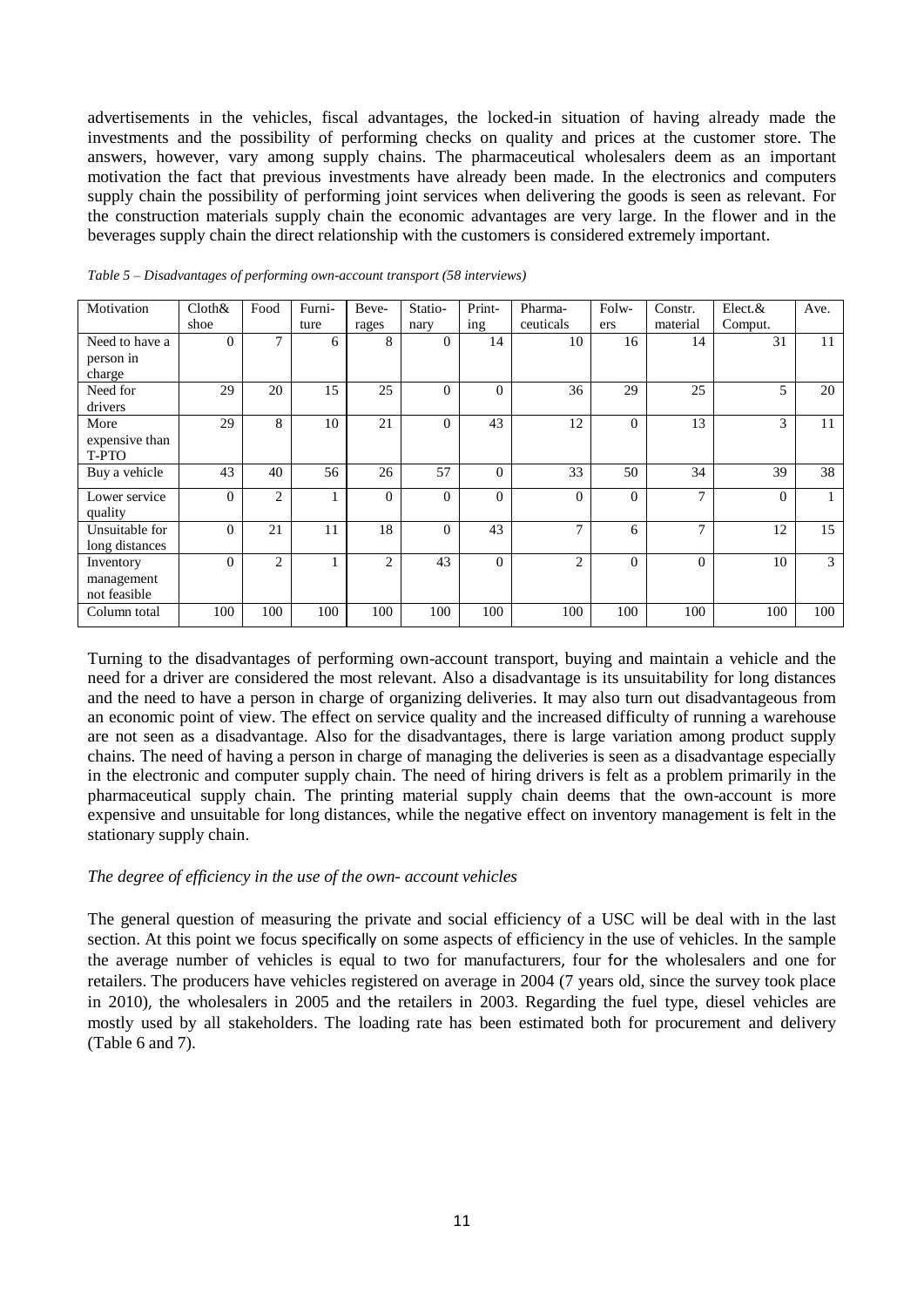advertisements in the vehicles, fiscal advantages, the locked-in situation of having already made the investments and the possibility of performing checks on quality and prices at the customer store. The answers, however, vary among supply chains. The pharmaceutical wholesalers deem as an important motivation the fact that previous investments have already been made. In the electronics and computers supply chain the possibility of performing joint services when delivering the goods is seen as relevant. For the construction materials supply chain the economic advantages are very large. In the flower and in the beverages supply chain the direct relationship with the customers is considered extremely important.

*Table 5 – Disadvantages of performing own-account transport (58 interviews)*

| Motivation | Cloth& shoe | Food | Furni-ture | Beve-rages | Statio-nary | Print-ing | Pharma-ceuticals | Folw-ers | Constr. material | Elect.& Comput. | Ave. |
|---|---|---|---|---|---|---|---|---|---|---|---|
| Need to have a person in charge | 0 | 7 | 6 | 8 | 0 | 14 | 10 | 16 | 14 | 31 | 11 |
| Need for drivers | 29 | 20 | 15 | 25 | 0 | 0 | 36 | 29 | 25 | 5 | 20 |
| More expensive than T-PTO | 29 | 8 | 10 | 21 | 0 | 43 | 12 | 0 | 13 | 3 | 11 |
| Buy a vehicle | 43 | 40 | 56 | 26 | 57 | 0 | 33 | 50 | 34 | 39 | 38 |
| Lower service quality | 0 | 2 | 1 | 0 | 0 | 0 | 0 | 0 | 7 | 0 | 1 |
| Unsuitable for long distances | 0 | 21 | 11 | 18 | 0 | 43 | 7 | 6 | 7 | 12 | 15 |
| Inventory management not feasible | 0 | 2 | 1 | 2 | 43 | 0 | 2 | 0 | 0 | 10 | 3 |
| Column total | 100 | 100 | 100 | 100 | 100 | 100 | 100 | 100 | 100 | 100 | 100 |

Turning to the disadvantages of performing own-account transport, buying and maintain a vehicle and the need for a driver are considered the most relevant. Also a disadvantage is its unsuitability for long distances and the need to have a person in charge of organizing deliveries. It may also turn out disadvantageous from an economic point of view. The effect on service quality and the increased difficulty of running a warehouse are not seen as a disadvantage. Also for the disadvantages, there is large variation among product supply chains. The need of having a person in charge of managing the deliveries is seen as a disadvantage especially in the electronic and computer supply chain. The need of hiring drivers is felt as a problem primarily in the pharmaceutical supply chain. The printing material supply chain deems that the own-account is more expensive and unsuitable for long distances, while the negative effect on inventory management is felt in the stationary supply chain.

*The degree of efficiency in the use of the own- account vehicles*

The general question of measuring the private and social efficiency of a USC will be deal with in the last section. At this point we focus specifically on some aspects of efficiency in the use of vehicles. In the sample the average number of vehicles is equal to two for manufacturers, four for the wholesalers and one for retailers. The producers have vehicles registered on average in 2004 (7 years old, since the survey took place in 2010), the wholesalers in 2005 and the retailers in 2003. Regarding the fuel type, diesel vehicles are mostly used by all stakeholders. The loading rate has been estimated both for procurement and delivery (Table 6 and 7).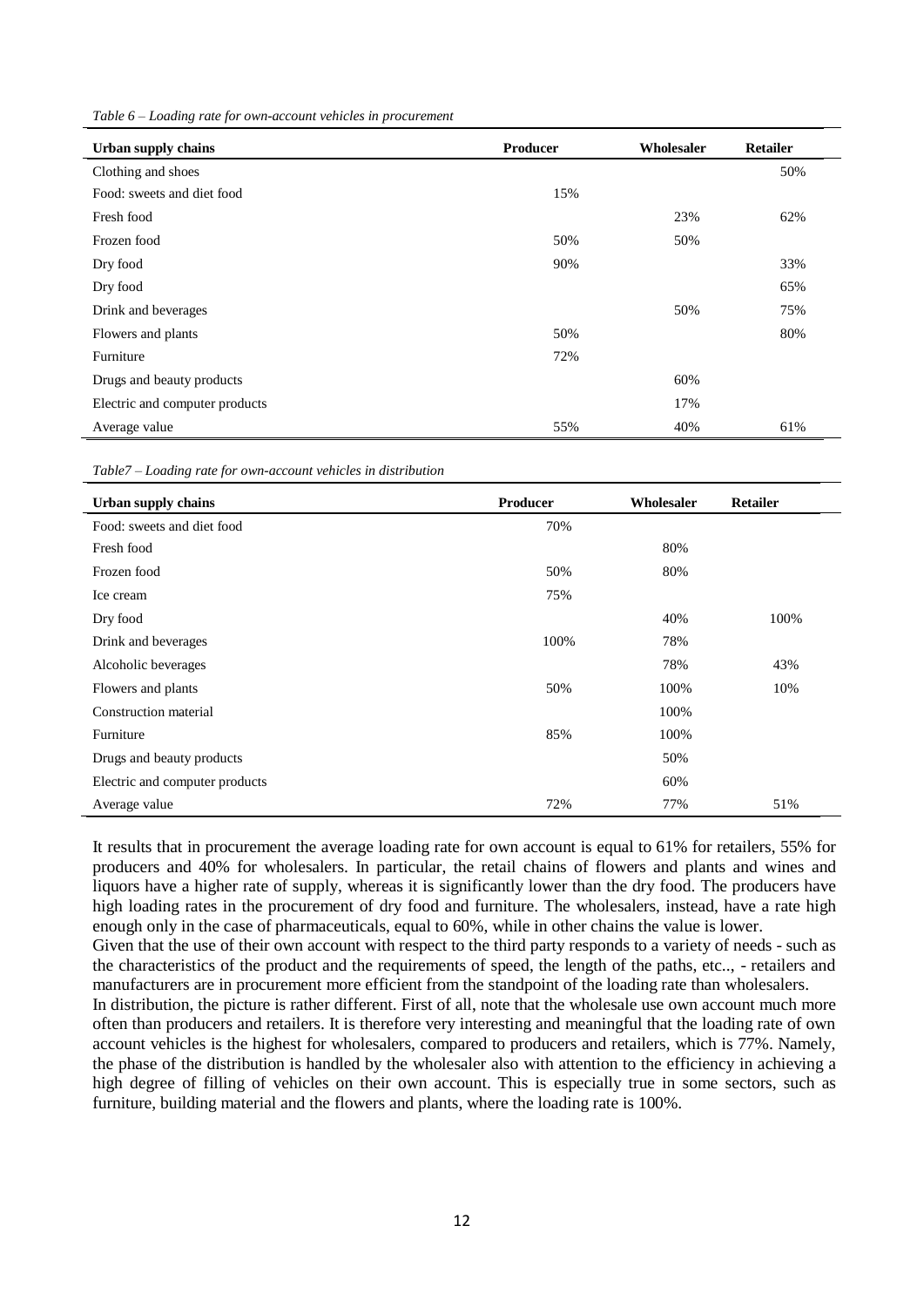*Table 6 – Loading rate for own-account vehicles in procurement*

| Urban supply chains | Producer | Wholesaler | Retailer |
|---|---|---|---|
| Clothing and shoes | | | 50% |
| Food: sweets and diet food | 15% | | |
| Fresh food | | 23% | 62% |
| Frozen food | 50% | 50% | |
| Dry food | 90% | | 33% |
| Dry food | | | 65% |
| Drink and beverages | | 50% | 75% |
| Flowers and plants | 50% | | 80% |
| Furniture | 72% | | |
| Drugs and beauty products | | 60% | |
| Electric and computer products | | 17% | |
| Average value | 55% | 40% | 61% |

*Table7 – Loading rate for own-account vehicles in distribution*

| Urban supply chains | Producer | Wholesaler | Retailer |
|---|---|---|---|
| Food: sweets and diet food | 70% | | |
| Fresh food | | 80% | |
| Frozen food | 50% | 80% | |
| Ice cream | 75% | | |
| Dry food | | 40% | 100% |
| Drink and beverages | 100% | 78% | |
| Alcoholic beverages | | 78% | 43% |
| Flowers and plants | 50% | 100% | 10% |
| Construction material | | 100% | |
| Furniture | 85% | 100% | |
| Drugs and beauty products | | 50% | |
| Electric and computer products | | 60% | |
| Average value | 72% | 77% | 51% |

It results that in procurement the average loading rate for own account is equal to 61% for retailers, 55% for producers and 40% for wholesalers. In particular, the retail chains of flowers and plants and wines and liquors have a higher rate of supply, whereas it is significantly lower than the dry food. The producers have high loading rates in the procurement of dry food and furniture. The wholesalers, instead, have a rate high enough only in the case of pharmaceuticals, equal to 60%, while in other chains the value is lower.

Given that the use of their own account with respect to the third party responds to a variety of needs - such as the characteristics of the product and the requirements of speed, the length of the paths, etc.., - retailers and manufacturers are in procurement more efficient from the standpoint of the loading rate than wholesalers.

In distribution, the picture is rather different. First of all, note that the wholesale use own account much more often than producers and retailers. It is therefore very interesting and meaningful that the loading rate of own account vehicles is the highest for wholesalers, compared to producers and retailers, which is 77%. Namely, the phase of the distribution is handled by the wholesaler also with attention to the efficiency in achieving a high degree of filling of vehicles on their own account. This is especially true in some sectors, such as furniture, building material and the flowers and plants, where the loading rate is 100%.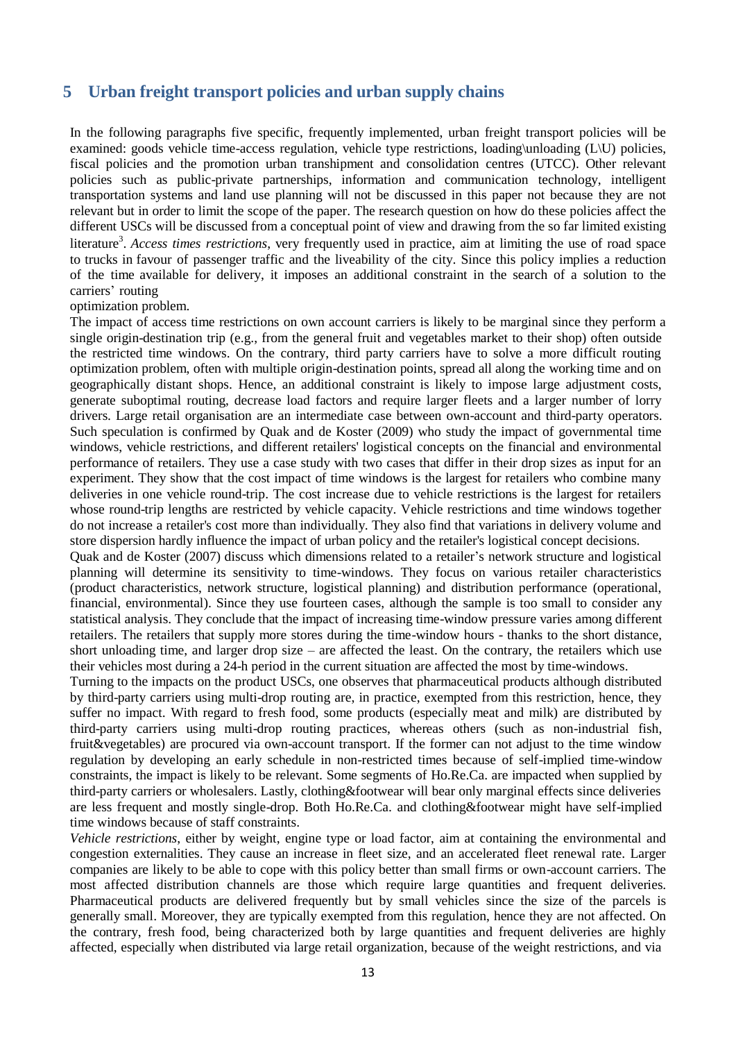## 5 Urban freight transport policies and urban supply chains

In the following paragraphs five specific, frequently implemented, urban freight transport policies will be examined: goods vehicle time-access regulation, vehicle type restrictions, loading\unloading (L\U) policies, fiscal policies and the promotion urban transhipment and consolidation centres (UTCC). Other relevant policies such as public-private partnerships, information and communication technology, intelligent transportation systems and land use planning will not be discussed in this paper not because they are not relevant but in order to limit the scope of the paper. The research question on how do these policies affect the different USCs will be discussed from a conceptual point of view and drawing from the so far limited existing literature[3]. *Access times restrictions*, very frequently used in practice, aim at limiting the use of road space to trucks in favour of passenger traffic and the liveability of the city. Since this policy implies a reduction of the time available for delivery, it imposes an additional constraint in the search of a solution to the carriers' routing optimization problem.

The impact of access time restrictions on own account carriers is likely to be marginal since they perform a single origin-destination trip (e.g., from the general fruit and vegetables market to their shop) often outside the restricted time windows. On the contrary, third party carriers have to solve a more difficult routing optimization problem, often with multiple origin-destination points, spread all along the working time and on geographically distant shops. Hence, an additional constraint is likely to impose large adjustment costs, generate suboptimal routing, decrease load factors and require larger fleets and a larger number of lorry drivers. Large retail organisation are an intermediate case between own-account and third-party operators. Such speculation is confirmed by Quak and de Koster (2009) who study the impact of governmental time windows, vehicle restrictions, and different retailers' logistical concepts on the financial and environmental performance of retailers. They use a case study with two cases that differ in their drop sizes as input for an experiment. They show that the cost impact of time windows is the largest for retailers who combine many deliveries in one vehicle round-trip. The cost increase due to vehicle restrictions is the largest for retailers whose round-trip lengths are restricted by vehicle capacity. Vehicle restrictions and time windows together do not increase a retailer's cost more than individually. They also find that variations in delivery volume and store dispersion hardly influence the impact of urban policy and the retailer's logistical concept decisions.

Quak and de Koster (2007) discuss which dimensions related to a retailer's network structure and logistical planning will determine its sensitivity to time-windows. They focus on various retailer characteristics (product characteristics, network structure, logistical planning) and distribution performance (operational, financial, environmental). Since they use fourteen cases, although the sample is too small to consider any statistical analysis. They conclude that the impact of increasing time-window pressure varies among different retailers. The retailers that supply more stores during the time-window hours - thanks to the short distance, short unloading time, and larger drop size – are affected the least. On the contrary, the retailers which use their vehicles most during a 24-h period in the current situation are affected the most by time-windows.

Turning to the impacts on the product USCs, one observes that pharmaceutical products although distributed by third-party carriers using multi-drop routing are, in practice, exempted from this restriction, hence, they suffer no impact. With regard to fresh food, some products (especially meat and milk) are distributed by third-party carriers using multi-drop routing practices, whereas others (such as non-industrial fish, fruit&vegetables) are procured via own-account transport. If the former can not adjust to the time window regulation by developing an early schedule in non-restricted times because of self-implied time-window constraints, the impact is likely to be relevant. Some segments of Ho.Re.Ca. are impacted when supplied by third-party carriers or wholesalers. Lastly, clothing&footwear will bear only marginal effects since deliveries are less frequent and mostly single-drop. Both Ho.Re.Ca. and clothing&footwear might have self-implied time windows because of staff constraints.

*Vehicle restrictions*, either by weight, engine type or load factor, aim at containing the environmental and congestion externalities. They cause an increase in fleet size, and an accelerated fleet renewal rate. Larger companies are likely to be able to cope with this policy better than small firms or own-account carriers. The most affected distribution channels are those which require large quantities and frequent deliveries. Pharmaceutical products are delivered frequently but by small vehicles since the size of the parcels is generally small. Moreover, they are typically exempted from this regulation, hence they are not affected. On the contrary, fresh food, being characterized both by large quantities and frequent deliveries are highly affected, especially when distributed via large retail organization, because of the weight restrictions, and via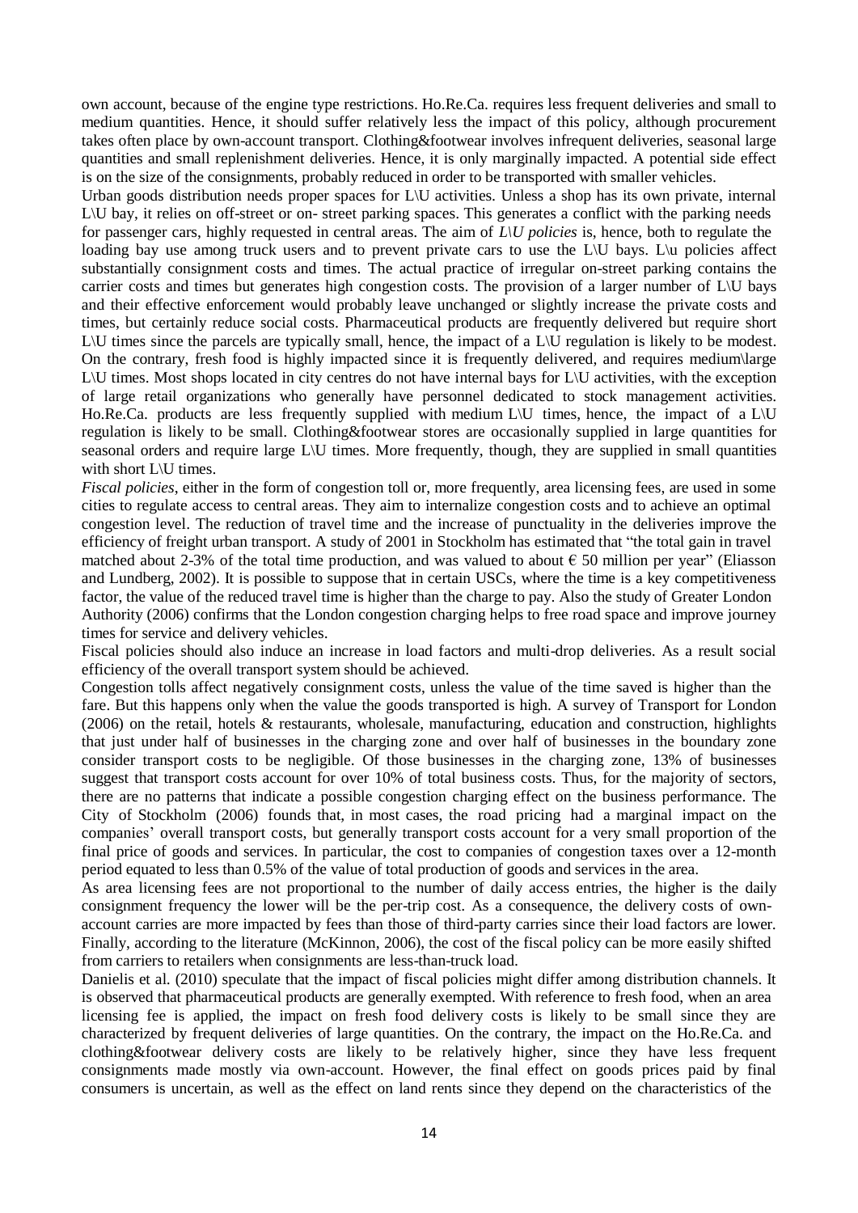own account, because of the engine type restrictions. Ho.Re.Ca. requires less frequent deliveries and small to medium quantities. Hence, it should suffer relatively less the impact of this policy, although procurement takes often place by own-account transport. Clothing&footwear involves infrequent deliveries, seasonal large quantities and small replenishment deliveries. Hence, it is only marginally impacted. A potential side effect is on the size of the consignments, probably reduced in order to be transported with smaller vehicles.

Urban goods distribution needs proper spaces for L\U activities. Unless a shop has its own private, internal L\U bay, it relies on off-street or on- street parking spaces. This generates a conflict with the parking needs for passenger cars, highly requested in central areas. The aim of *L\U policies* is, hence, both to regulate the loading bay use among truck users and to prevent private cars to use the L\U bays. L\u policies affect substantially consignment costs and times. The actual practice of irregular on-street parking contains the carrier costs and times but generates high congestion costs. The provision of a larger number of L\U bays and their effective enforcement would probably leave unchanged or slightly increase the private costs and times, but certainly reduce social costs. Pharmaceutical products are frequently delivered but require short L\U times since the parcels are typically small, hence, the impact of a L\U regulation is likely to be modest. On the contrary, fresh food is highly impacted since it is frequently delivered, and requires medium\large L\U times. Most shops located in city centres do not have internal bays for L\U activities, with the exception of large retail organizations who generally have personnel dedicated to stock management activities. Ho.Re.Ca. products are less frequently supplied with medium L\U times, hence, the impact of a L\U regulation is likely to be small. Clothing&footwear stores are occasionally supplied in large quantities for seasonal orders and require large L\U times. More frequently, though, they are supplied in small quantities with short L\U times.

*Fiscal policies*, either in the form of congestion toll or, more frequently, area licensing fees, are used in some cities to regulate access to central areas. They aim to internalize congestion costs and to achieve an optimal congestion level. The reduction of travel time and the increase of punctuality in the deliveries improve the efficiency of freight urban transport. A study of 2001 in Stockholm has estimated that "the total gain in travel matched about 2-3% of the total time production, and was valued to about € 50 million per year" (Eliasson and Lundberg, 2002). It is possible to suppose that in certain USCs, where the time is a key competitiveness factor, the value of the reduced travel time is higher than the charge to pay. Also the study of Greater London Authority (2006) confirms that the London congestion charging helps to free road space and improve journey times for service and delivery vehicles.

Fiscal policies should also induce an increase in load factors and multi-drop deliveries. As a result social efficiency of the overall transport system should be achieved.

Congestion tolls affect negatively consignment costs, unless the value of the time saved is higher than the fare. But this happens only when the value the goods transported is high. A survey of Transport for London (2006) on the retail, hotels & restaurants, wholesale, manufacturing, education and construction, highlights that just under half of businesses in the charging zone and over half of businesses in the boundary zone consider transport costs to be negligible. Of those businesses in the charging zone, 13% of businesses suggest that transport costs account for over 10% of total business costs. Thus, for the majority of sectors, there are no patterns that indicate a possible congestion charging effect on the business performance. The City of Stockholm (2006) founds that, in most cases, the road pricing had a marginal impact on the companies' overall transport costs, but generally transport costs account for a very small proportion of the final price of goods and services. In particular, the cost to companies of congestion taxes over a 12-month period equated to less than 0.5% of the value of total production of goods and services in the area.

As area licensing fees are not proportional to the number of daily access entries, the higher is the daily consignment frequency the lower will be the per-trip cost. As a consequence, the delivery costs of own-account carries are more impacted by fees than those of third-party carries since their load factors are lower. Finally, according to the literature (McKinnon, 2006), the cost of the fiscal policy can be more easily shifted from carriers to retailers when consignments are less-than-truck load.

Danielis et al. (2010) speculate that the impact of fiscal policies might differ among distribution channels. It is observed that pharmaceutical products are generally exempted. With reference to fresh food, when an area licensing fee is applied, the impact on fresh food delivery costs is likely to be small since they are characterized by frequent deliveries of large quantities. On the contrary, the impact on the Ho.Re.Ca. and clothing&footwear delivery costs are likely to be relatively higher, since they have less frequent consignments made mostly via own-account. However, the final effect on goods prices paid by final consumers is uncertain, as well as the effect on land rents since they depend on the characteristics of the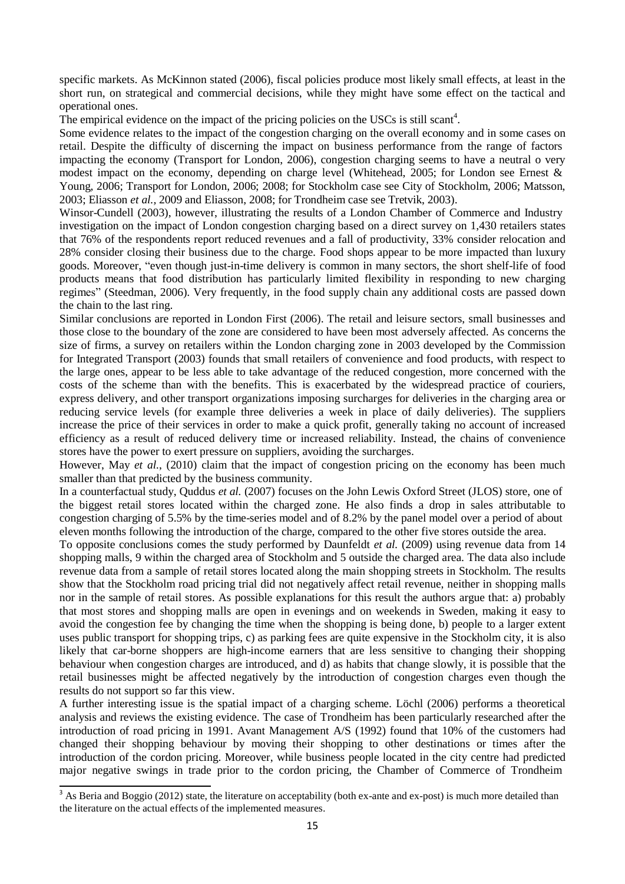specific markets. As McKinnon stated (2006), fiscal policies produce most likely small effects, at least in the short run, on strategical and commercial decisions, while they might have some effect on the tactical and operational ones.

The empirical evidence on the impact of the pricing policies on the USCs is still scant[4].

Some evidence relates to the impact of the congestion charging on the overall economy and in some cases on retail. Despite the difficulty of discerning the impact on business performance from the range of factors impacting the economy (Transport for London, 2006), congestion charging seems to have a neutral o very modest impact on the economy, depending on charge level (Whitehead, 2005; for London see Ernest & Young, 2006; Transport for London, 2006; 2008; for Stockholm case see City of Stockholm, 2006; Matsson, 2003; Eliasson *et al.*, 2009 and Eliasson, 2008; for Trondheim case see Tretvik, 2003).

Winsor-Cundell (2003), however, illustrating the results of a London Chamber of Commerce and Industry investigation on the impact of London congestion charging based on a direct survey on 1,430 retailers states that 76% of the respondents report reduced revenues and a fall of productivity, 33% consider relocation and 28% consider closing their business due to the charge. Food shops appear to be more impacted than luxury goods. Moreover, "even though just-in-time delivery is common in many sectors, the short shelf-life of food products means that food distribution has particularly limited flexibility in responding to new charging regimes" (Steedman, 2006). Very frequently, in the food supply chain any additional costs are passed down the chain to the last ring.

Similar conclusions are reported in London First (2006). The retail and leisure sectors, small businesses and those close to the boundary of the zone are considered to have been most adversely affected. As concerns the size of firms, a survey on retailers within the London charging zone in 2003 developed by the Commission for Integrated Transport (2003) founds that small retailers of convenience and food products, with respect to the large ones, appear to be less able to take advantage of the reduced congestion, more concerned with the costs of the scheme than with the benefits. This is exacerbated by the widespread practice of couriers, express delivery, and other transport organizations imposing surcharges for deliveries in the charging area or reducing service levels (for example three deliveries a week in place of daily deliveries). The suppliers increase the price of their services in order to make a quick profit, generally taking no account of increased efficiency as a result of reduced delivery time or increased reliability. Instead, the chains of convenience stores have the power to exert pressure on suppliers, avoiding the surcharges.

However, May *et al.*, (2010) claim that the impact of congestion pricing on the economy has been much smaller than that predicted by the business community.

In a counterfactual study, Quddus *et al.* (2007) focuses on the John Lewis Oxford Street (JLOS) store, one of the biggest retail stores located within the charged zone. He also finds a drop in sales attributable to congestion charging of 5.5% by the time-series model and of 8.2% by the panel model over a period of about eleven months following the introduction of the charge, compared to the other five stores outside the area.

To opposite conclusions comes the study performed by Daunfeldt *et al.* (2009) using revenue data from 14 shopping malls, 9 within the charged area of Stockholm and 5 outside the charged area. The data also include revenue data from a sample of retail stores located along the main shopping streets in Stockholm. The results show that the Stockholm road pricing trial did not negatively affect retail revenue, neither in shopping malls nor in the sample of retail stores. As possible explanations for this result the authors argue that: a) probably that most stores and shopping malls are open in evenings and on weekends in Sweden, making it easy to avoid the congestion fee by changing the time when the shopping is being done, b) people to a larger extent uses public transport for shopping trips, c) as parking fees are quite expensive in the Stockholm city, it is also likely that car-borne shoppers are high-income earners that are less sensitive to changing their shopping behaviour when congestion charges are introduced, and d) as habits that change slowly, it is possible that the retail businesses might be affected negatively by the introduction of congestion charges even though the results do not support so far this view.

A further interesting issue is the spatial impact of a charging scheme. Löchl (2006) performs a theoretical analysis and reviews the existing evidence. The case of Trondheim has been particularly researched after the introduction of road pricing in 1991. Avant Management A/S (1992) found that 10% of the customers had changed their shopping behaviour by moving their shopping to other destinations or times after the introduction of the cordon pricing. Moreover, while business people located in the city centre had predicted major negative swings in trade prior to the cordon pricing, the Chamber of Commerce of Trondheim

[3] As Beria and Boggio (2012) state, the literature on acceptability (both ex-ante and ex-post) is much more detailed than the literature on the actual effects of the implemented measures.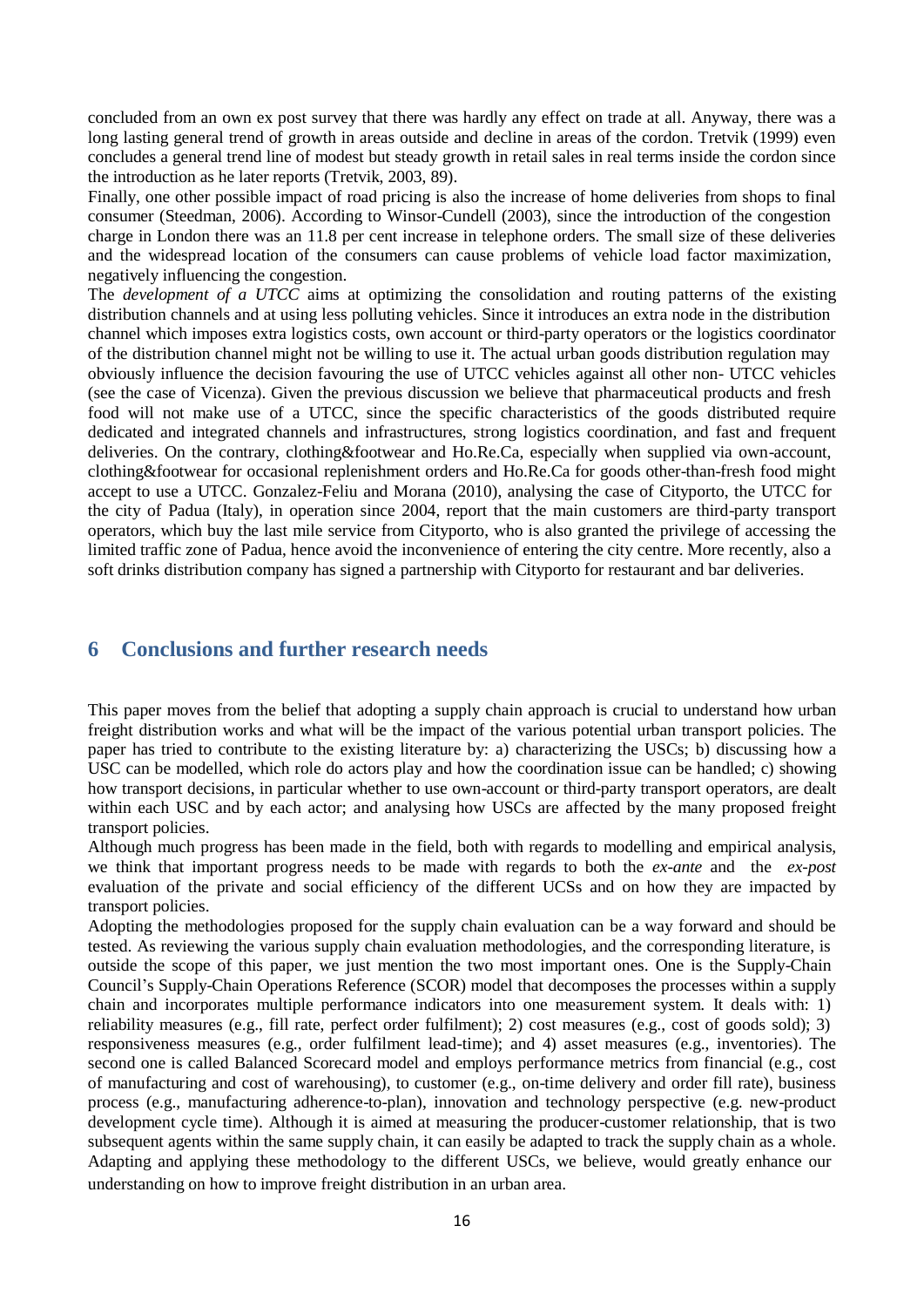concluded from an own ex post survey that there was hardly any effect on trade at all. Anyway, there was a long lasting general trend of growth in areas outside and decline in areas of the cordon. Tretvik (1999) even concludes a general trend line of modest but steady growth in retail sales in real terms inside the cordon since the introduction as he later reports (Tretvik, 2003, 89).

Finally, one other possible impact of road pricing is also the increase of home deliveries from shops to final consumer (Steedman, 2006). According to Winsor-Cundell (2003), since the introduction of the congestion charge in London there was an 11.8 per cent increase in telephone orders. The small size of these deliveries and the widespread location of the consumers can cause problems of vehicle load factor maximization, negatively influencing the congestion.

The *development of a UTCC* aims at optimizing the consolidation and routing patterns of the existing distribution channels and at using less polluting vehicles. Since it introduces an extra node in the distribution channel which imposes extra logistics costs, own account or third-party operators or the logistics coordinator of the distribution channel might not be willing to use it. The actual urban goods distribution regulation may obviously influence the decision favouring the use of UTCC vehicles against all other non- UTCC vehicles (see the case of Vicenza). Given the previous discussion we believe that pharmaceutical products and fresh food will not make use of a UTCC, since the specific characteristics of the goods distributed require dedicated and integrated channels and infrastructures, strong logistics coordination, and fast and frequent deliveries. On the contrary, clothing&footwear and Ho.Re.Ca, especially when supplied via own-account, clothing&footwear for occasional replenishment orders and Ho.Re.Ca for goods other-than-fresh food might accept to use a UTCC. Gonzalez-Feliu and Morana (2010), analysing the case of Cityporto, the UTCC for the city of Padua (Italy), in operation since 2004, report that the main customers are third-party transport operators, which buy the last mile service from Cityporto, who is also granted the privilege of accessing the limited traffic zone of Padua, hence avoid the inconvenience of entering the city centre. More recently, also a soft drinks distribution company has signed a partnership with Cityporto for restaurant and bar deliveries.

## 6 Conclusions and further research needs

This paper moves from the belief that adopting a supply chain approach is crucial to understand how urban freight distribution works and what will be the impact of the various potential urban transport policies. The paper has tried to contribute to the existing literature by: a) characterizing the USCs; b) discussing how a USC can be modelled, which role do actors play and how the coordination issue can be handled; c) showing how transport decisions, in particular whether to use own-account or third-party transport operators, are dealt within each USC and by each actor; and analysing how USCs are affected by the many proposed freight transport policies.

Although much progress has been made in the field, both with regards to modelling and empirical analysis, we think that important progress needs to be made with regards to both the *ex-ante* and the *ex-post* evaluation of the private and social efficiency of the different UCSs and on how they are impacted by transport policies.

Adopting the methodologies proposed for the supply chain evaluation can be a way forward and should be tested. As reviewing the various supply chain evaluation methodologies, and the corresponding literature, is outside the scope of this paper, we just mention the two most important ones. One is the Supply-Chain Council's Supply-Chain Operations Reference (SCOR) model that decomposes the processes within a supply chain and incorporates multiple performance indicators into one measurement system. It deals with: 1) reliability measures (e.g., fill rate, perfect order fulfilment); 2) cost measures (e.g., cost of goods sold); 3) responsiveness measures (e.g., order fulfilment lead-time); and 4) asset measures (e.g., inventories). The second one is called Balanced Scorecard model and employs performance metrics from financial (e.g., cost of manufacturing and cost of warehousing), to customer (e.g., on-time delivery and order fill rate), business process (e.g., manufacturing adherence-to-plan), innovation and technology perspective (e.g. new-product development cycle time). Although it is aimed at measuring the producer-customer relationship, that is two subsequent agents within the same supply chain, it can easily be adapted to track the supply chain as a whole. Adapting and applying these methodology to the different USCs, we believe, would greatly enhance our understanding on how to improve freight distribution in an urban area.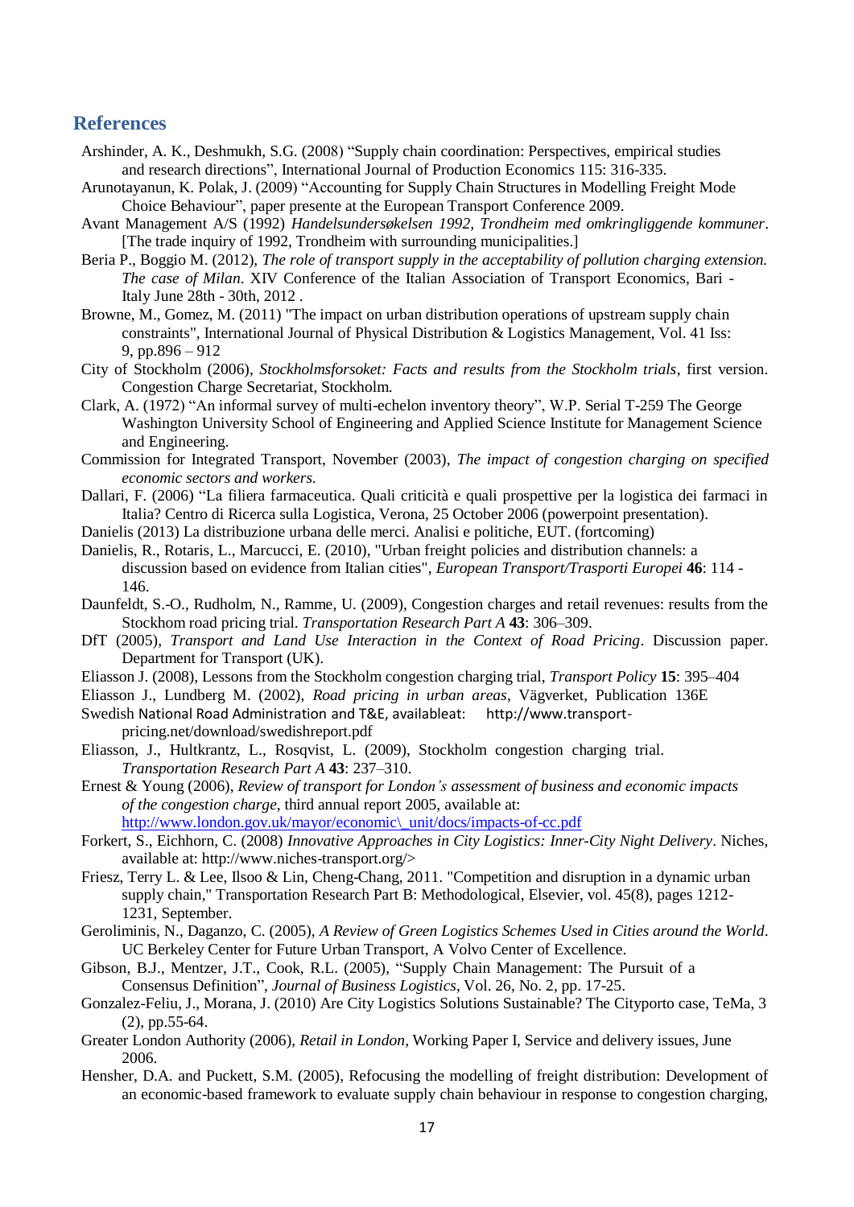## References

Arshinder, A. K., Deshmukh, S.G. (2008) "Supply chain coordination: Perspectives, empirical studies and research directions", International Journal of Production Economics 115: 316-335.

Arunotayanun, K. Polak, J. (2009) "Accounting for Supply Chain Structures in Modelling Freight Mode Choice Behaviour", paper presente at the European Transport Conference 2009.

Avant Management A/S (1992) *Handelsundersøkelsen 1992, Trondheim med omkringliggende kommuner*. [The trade inquiry of 1992, Trondheim with surrounding municipalities.]

Beria P., Boggio M. (2012), *The role of transport supply in the acceptability of pollution charging extension. The case of Milan*. XIV Conference of the Italian Association of Transport Economics, Bari - Italy June 28th - 30th, 2012 .

Browne, M., Gomez, M. (2011) "The impact on urban distribution operations of upstream supply chain constraints", International Journal of Physical Distribution & Logistics Management, Vol. 41 Iss: 9, pp.896 – 912

City of Stockholm (2006), *Stockholmsforsoket: Facts and results from the Stockholm trials*, first version. Congestion Charge Secretariat, Stockholm.

Clark, A. (1972) "An informal survey of multi-echelon inventory theory", W.P. Serial T-259 The George Washington University School of Engineering and Applied Science Institute for Management Science and Engineering.

Commission for Integrated Transport, November (2003), *The impact of congestion charging on specified economic sectors and workers.*

Dallari, F. (2006) "La filiera farmaceutica. Quali criticità e quali prospettive per la logistica dei farmaci in Italia? Centro di Ricerca sulla Logistica, Verona, 25 October 2006 (powerpoint presentation).

Danielis (2013) La distribuzione urbana delle merci. Analisi e politiche, EUT. (fortcoming)

Danielis, R., Rotaris, L., Marcucci, E. (2010), "Urban freight policies and distribution channels: a discussion based on evidence from Italian cities", *European Transport/Trasporti Europei* **46**: 114 - 146.

Daunfeldt, S.-O., Rudholm, N., Ramme, U. (2009), Congestion charges and retail revenues: results from the Stockhom road pricing trial. *Transportation Research Part A* **43**: 306–309.

DfT (2005), *Transport and Land Use Interaction in the Context of Road Pricing*. Discussion paper. Department for Transport (UK).

Eliasson J. (2008), Lessons from the Stockholm congestion charging trial, *Transport Policy* **15**: 395–404

Eliasson J., Lundberg M. (2002), *Road pricing in urban areas*, Vägverket, Publication 136E Swedish National Road Administration and T&E, availableat: http://www.transport-pricing.net/download/swedishreport.pdf

Eliasson, J., Hultkrantz, L., Rosqvist, L. (2009), Stockholm congestion charging trial. *Transportation Research Part A* **43**: 237–310.

Ernest & Young (2006), *Review of transport for London's assessment of business and economic impacts of the congestion charge*, third annual report 2005, available at: http://www.london.gov.uk/mayor/economic\_unit/docs/impacts-of-cc.pdf

Forkert, S., Eichhorn, C. (2008) *Innovative Approaches in City Logistics: Inner-City Night Delivery*. Niches, available at: http://www.niches-transport.org/>

Friesz, Terry L. & Lee, Ilsoo & Lin, Cheng-Chang, 2011. "Competition and disruption in a dynamic urban supply chain," Transportation Research Part B: Methodological, Elsevier, vol. 45(8), pages 1212-1231, September.

Geroliminis, N., Daganzo, C. (2005), *A Review of Green Logistics Schemes Used in Cities around the World*. UC Berkeley Center for Future Urban Transport, A Volvo Center of Excellence.

Gibson, B.J., Mentzer, J.T., Cook, R.L. (2005), "Supply Chain Management: The Pursuit of a Consensus Definition", *Journal of Business Logistics*, Vol. 26, No. 2, pp. 17-25.

Gonzalez-Feliu, J., Morana, J. (2010) Are City Logistics Solutions Sustainable? The Cityporto case, TeMa, 3 (2), pp.55-64.

Greater London Authority (2006), *Retail in London*, Working Paper I, Service and delivery issues, June 2006.

Hensher, D.A. and Puckett, S.M. (2005), Refocusing the modelling of freight distribution: Development of an economic-based framework to evaluate supply chain behaviour in response to congestion charging,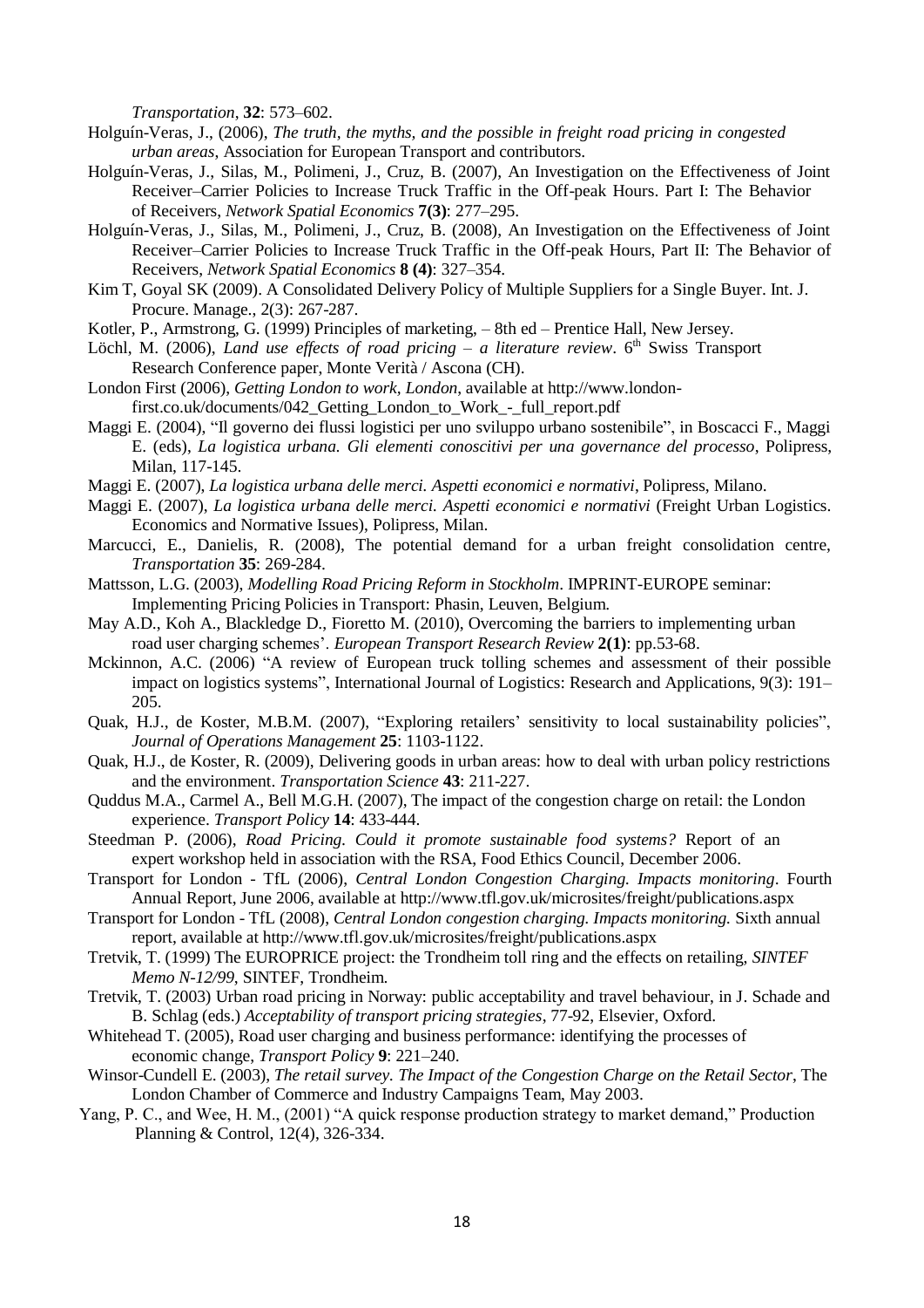*Transportation*, **32**: 573–602.

Holguín-Veras, J., (2006), *The truth, the myths, and the possible in freight road pricing in congested urban areas*, Association for European Transport and contributors.

Holguín-Veras, J., Silas, M., Polimeni, J., Cruz, B. (2007), An Investigation on the Effectiveness of Joint Receiver–Carrier Policies to Increase Truck Traffic in the Off-peak Hours. Part I: The Behavior of Receivers, *Network Spatial Economics* **7(3)**: 277–295.

Holguín-Veras, J., Silas, M., Polimeni, J., Cruz, B. (2008), An Investigation on the Effectiveness of Joint Receiver–Carrier Policies to Increase Truck Traffic in the Off-peak Hours, Part II: The Behavior of Receivers, *Network Spatial Economics* **8 (4)**: 327–354.

Kim T, Goyal SK (2009). A Consolidated Delivery Policy of Multiple Suppliers for a Single Buyer. Int. J. Procure. Manage., 2(3): 267-287.

Kotler, P., Armstrong, G. (1999) Principles of marketing, – 8th ed – Prentice Hall, New Jersey.

Löchl, M. (2006), *Land use effects of road pricing – a literature review*. 6th Swiss Transport Research Conference paper, Monte Verità / Ascona (CH).

London First (2006), *Getting London to work*, *London*, available at http://www.london-first.co.uk/documents/042_Getting_London_to_Work_-_full_report.pdf

Maggi E. (2004), "Il governo dei flussi logistici per uno sviluppo urbano sostenibile", in Boscacci F., Maggi E. (eds), *La logistica urbana. Gli elementi conoscitivi per una governance del processo*, Polipress, Milan, 117-145.

Maggi E. (2007), *La logistica urbana delle merci. Aspetti economici e normativi*, Polipress, Milano.

Maggi E. (2007), *La logistica urbana delle merci. Aspetti economici e normativi* (Freight Urban Logistics. Economics and Normative Issues), Polipress, Milan.

Marcucci, E., Danielis, R. (2008), The potential demand for a urban freight consolidation centre, *Transportation* **35**: 269-284.

Mattsson, L.G. (2003), *Modelling Road Pricing Reform in Stockholm*. IMPRINT-EUROPE seminar: Implementing Pricing Policies in Transport: Phasin, Leuven, Belgium.

May A.D., Koh A., Blackledge D., Fioretto M. (2010), Overcoming the barriers to implementing urban road user charging schemes'. *European Transport Research Review* **2(1)**: pp.53-68.

Mckinnon, A.C. (2006) "A review of European truck tolling schemes and assessment of their possible impact on logistics systems", International Journal of Logistics: Research and Applications, 9(3): 191–205.

Quak, H.J., de Koster, M.B.M. (2007), "Exploring retailers' sensitivity to local sustainability policies", *Journal of Operations Management* **25**: 1103-1122.

Quak, H.J., de Koster, R. (2009), Delivering goods in urban areas: how to deal with urban policy restrictions and the environment. *Transportation Science* **43**: 211-227.

Quddus M.A., Carmel A., Bell M.G.H. (2007), The impact of the congestion charge on retail: the London experience. *Transport Policy* **14**: 433-444.

Steedman P. (2006), *Road Pricing. Could it promote sustainable food systems?* Report of an expert workshop held in association with the RSA, Food Ethics Council, December 2006.

Transport for London - TfL (2006), *Central London Congestion Charging. Impacts monitoring*. Fourth Annual Report, June 2006, available at http://www.tfl.gov.uk/microsites/freight/publications.aspx

Transport for London - TfL (2008), *Central London congestion charging. Impacts monitoring.* Sixth annual report, available at http://www.tfl.gov.uk/microsites/freight/publications.aspx

Tretvik, T. (1999) The EUROPRICE project: the Trondheim toll ring and the effects on retailing, *SINTEF Memo N-12/99*, SINTEF, Trondheim.

Tretvik, T. (2003) Urban road pricing in Norway: public acceptability and travel behaviour, in J. Schade and B. Schlag (eds.) *Acceptability of transport pricing strategies*, 77-92, Elsevier, Oxford.

Whitehead T. (2005), Road user charging and business performance: identifying the processes of economic change, *Transport Policy* **9**: 221–240.

Winsor-Cundell E. (2003), *The retail survey. The Impact of the Congestion Charge on the Retail Sector*, The London Chamber of Commerce and Industry Campaigns Team, May 2003.

Yang, P. C., and Wee, H. M., (2001) "A quick response production strategy to market demand," Production Planning & Control, 12(4), 326-334.